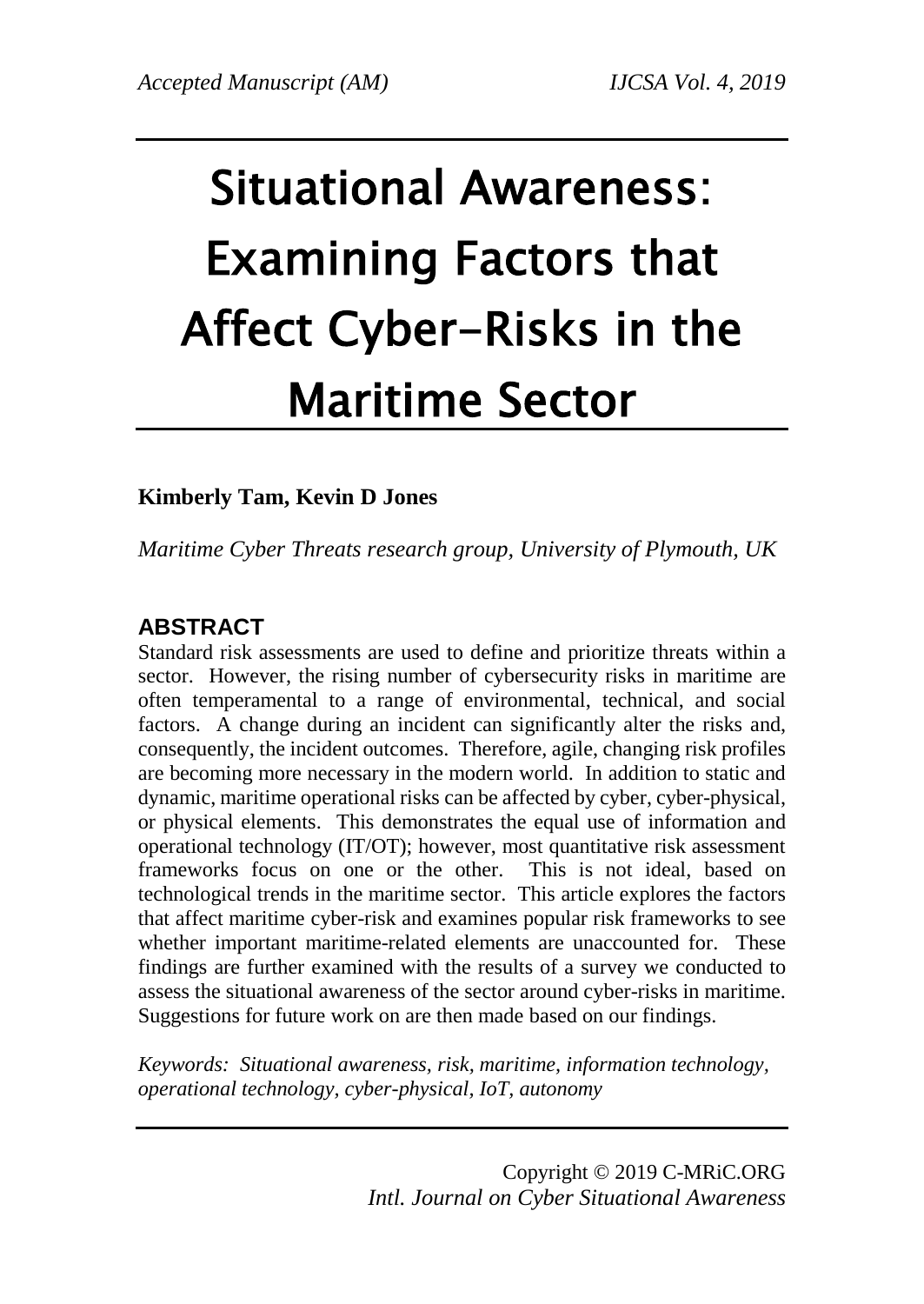# Situational Awareness: Examining Factors that Affect Cyber-Risks in the Maritime Sector

**Kimberly Tam, Kevin D Jones**

*Maritime Cyber Threats research group, University of Plymouth, UK*

## ABSTRACT

Standard risk assessments are used to define and prioritize threats within a sector. However, the rising number of cybersecurity risks in maritime are often temperamental to a range of environmental, technical, and social factors. A change during an incident can significantly alter the risks and, consequently, the incident outcomes. Therefore, agile, changing risk profiles are becoming more necessary in the modern world. In addition to static and dynamic, maritime operational risks can be affected by cyber, cyber-physical, or physical elements. This demonstrates the equal use of information and operational technology (IT/OT); however, most quantitative risk assessment frameworks focus on one or the other. This is not ideal, based on technological trends in the maritime sector. This article explores the factors that affect maritime cyber-risk and examines popular risk frameworks to see whether important maritime-related elements are unaccounted for. These findings are further examined with the results of a survey we conducted to assess the situational awareness of the sector around cyber-risks in maritime. Suggestions for future work on are then made based on our findings.

*Keywords: Situational awareness, risk, maritime, information technology, operational technology, cyber-physical, IoT, autonomy*

Copyright © 2019 C-MRiC.ORG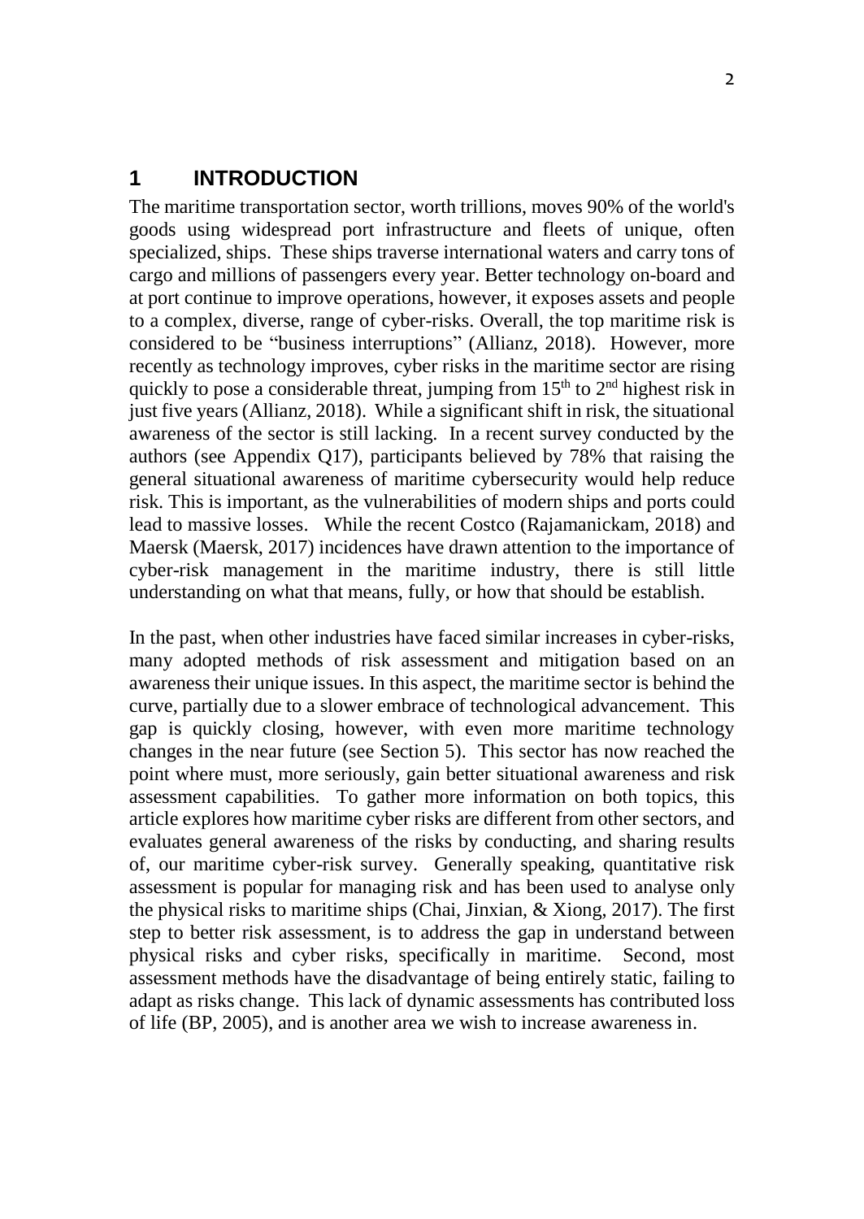# 1 INTRODUCTION

The maritime transportation sector, worth trillions, moves 90% of the world's goods using widespread port infrastructure and fleets of unique, often specialized, ships. These ships traverse international waters and carry tons of cargo and millions of passengers every year. Better technology on-board and at port continue to improve operations, however, it exposes assets and people to a complex, diverse, range of cyber-risks. Overall, the top maritime risk is considered to be "business interruptions" (Allianz, 2018). However, more recently as technology improves, cyber risks in the maritime sector are rising quickly to pose a considerable threat, jumping from 15$^{th}$ to 2$^{nd}$ highest risk in just five years (Allianz, 2018). While a significant shift in risk, the situational awareness of the sector is still lacking. In a recent survey conducted by the authors (see Appendix Q17), participants believed by 78% that raising the general situational awareness of maritime cybersecurity would help reduce risk. This is important, as the vulnerabilities of modern ships and ports could lead to massive losses. While the recent Costco (Rajamanickam, 2018) and Maersk (Maersk, 2017) incidences have drawn attention to the importance of cyber-risk management in the maritime industry, there is still little understanding on what that means, fully, or how that should be establish.

In the past, when other industries have faced similar increases in cyber-risks, many adopted methods of risk assessment and mitigation based on an awareness their unique issues. In this aspect, the maritime sector is behind the curve, partially due to a slower embrace of technological advancement. This gap is quickly closing, however, with even more maritime technology changes in the near future (see Section 5). This sector has now reached the point where must, more seriously, gain better situational awareness and risk assessment capabilities. To gather more information on both topics, this article explores how maritime cyber risks are different from other sectors, and evaluates general awareness of the risks by conducting, and sharing results of, our maritime cyber-risk survey. Generally speaking, quantitative risk assessment is popular for managing risk and has been used to analyse only the physical risks to maritime ships (Chai, Jinxian, & Xiong, 2017). The first step to better risk assessment, is to address the gap in understand between physical risks and cyber risks, specifically in maritime. Second, most assessment methods have the disadvantage of being entirely static, failing to adapt as risks change. This lack of dynamic assessments has contributed loss of life (BP, 2005), and is another area we wish to increase awareness in.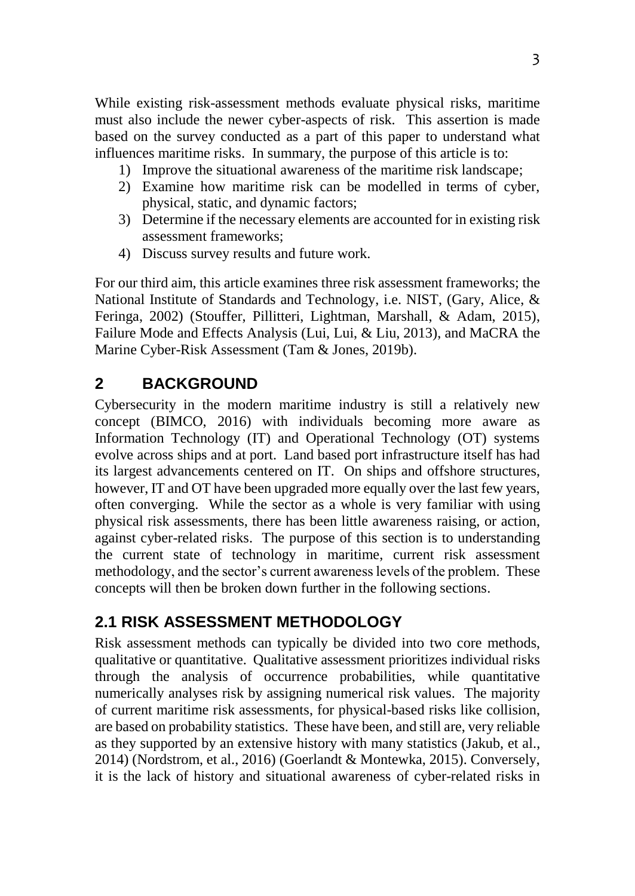While existing risk-assessment methods evaluate physical risks, maritime must also include the newer cyber-aspects of risk. This assertion is made based on the survey conducted as a part of this paper to understand what influences maritime risks. In summary, the purpose of this article is to:

1) Improve the situational awareness of the maritime risk landscape;
2) Examine how maritime risk can be modelled in terms of cyber, physical, static, and dynamic factors;
3) Determine if the necessary elements are accounted for in existing risk assessment frameworks;
4) Discuss survey results and future work.

For our third aim, this article examines three risk assessment frameworks; the National Institute of Standards and Technology, i.e. NIST, (Gary, Alice, & Feringa, 2002) (Stouffer, Pillitteri, Lightman, Marshall, & Adam, 2015), Failure Mode and Effects Analysis (Lui, Lui, & Liu, 2013), and MaCRA the Marine Cyber-Risk Assessment (Tam & Jones, 2019b).

## 2 BACKGROUND

Cybersecurity in the modern maritime industry is still a relatively new concept (BIMCO, 2016) with individuals becoming more aware as Information Technology (IT) and Operational Technology (OT) systems evolve across ships and at port. Land based port infrastructure itself has had its largest advancements centered on IT. On ships and offshore structures, however, IT and OT have been upgraded more equally over the last few years, often converging. While the sector as a whole is very familiar with using physical risk assessments, there has been little awareness raising, or action, against cyber-related risks. The purpose of this section is to understanding the current state of technology in maritime, current risk assessment methodology, and the sector's current awareness levels of the problem. These concepts will then be broken down further in the following sections.

## 2.1 RISK ASSESSMENT METHODOLOGY

Risk assessment methods can typically be divided into two core methods, qualitative or quantitative. Qualitative assessment prioritizes individual risks through the analysis of occurrence probabilities, while quantitative numerically analyses risk by assigning numerical risk values. The majority of current maritime risk assessments, for physical-based risks like collision, are based on probability statistics. These have been, and still are, very reliable as they supported by an extensive history with many statistics (Jakub, et al., 2014) (Nordstrom, et al., 2016) (Goerlandt & Montewka, 2015). Conversely, it is the lack of history and situational awareness of cyber-related risks in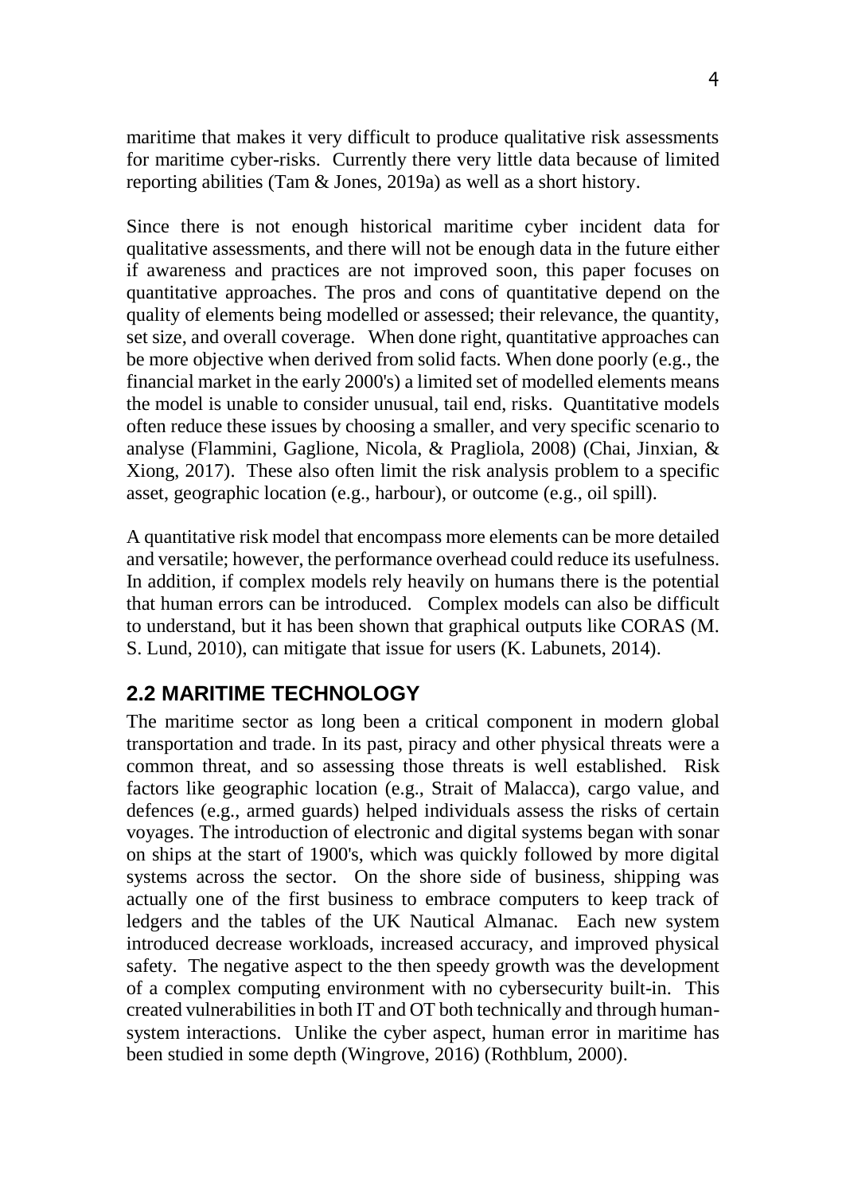maritime that makes it very difficult to produce qualitative risk assessments for maritime cyber-risks. Currently there very little data because of limited reporting abilities (Tam & Jones, 2019a) as well as a short history.

Since there is not enough historical maritime cyber incident data for qualitative assessments, and there will not be enough data in the future either if awareness and practices are not improved soon, this paper focuses on quantitative approaches. The pros and cons of quantitative depend on the quality of elements being modelled or assessed; their relevance, the quantity, set size, and overall coverage. When done right, quantitative approaches can be more objective when derived from solid facts. When done poorly (e.g., the financial market in the early 2000's) a limited set of modelled elements means the model is unable to consider unusual, tail end, risks. Quantitative models often reduce these issues by choosing a smaller, and very specific scenario to analyse (Flammini, Gaglione, Nicola, & Pragliola, 2008) (Chai, Jinxian, & Xiong, 2017). These also often limit the risk analysis problem to a specific asset, geographic location (e.g., harbour), or outcome (e.g., oil spill).

A quantitative risk model that encompass more elements can be more detailed and versatile; however, the performance overhead could reduce its usefulness. In addition, if complex models rely heavily on humans there is the potential that human errors can be introduced. Complex models can also be difficult to understand, but it has been shown that graphical outputs like CORAS (M. S. Lund, 2010), can mitigate that issue for users (K. Labunets, 2014).

## 2.2 MARITIME TECHNOLOGY

The maritime sector as long been a critical component in modern global transportation and trade. In its past, piracy and other physical threats were a common threat, and so assessing those threats is well established. Risk factors like geographic location (e.g., Strait of Malacca), cargo value, and defences (e.g., armed guards) helped individuals assess the risks of certain voyages. The introduction of electronic and digital systems began with sonar on ships at the start of 1900's, which was quickly followed by more digital systems across the sector. On the shore side of business, shipping was actually one of the first business to embrace computers to keep track of ledgers and the tables of the UK Nautical Almanac. Each new system introduced decrease workloads, increased accuracy, and improved physical safety. The negative aspect to the then speedy growth was the development of a complex computing environment with no cybersecurity built-in. This created vulnerabilities in both IT and OT both technically and through human-system interactions. Unlike the cyber aspect, human error in maritime has been studied in some depth (Wingrove, 2016) (Rothblum, 2000).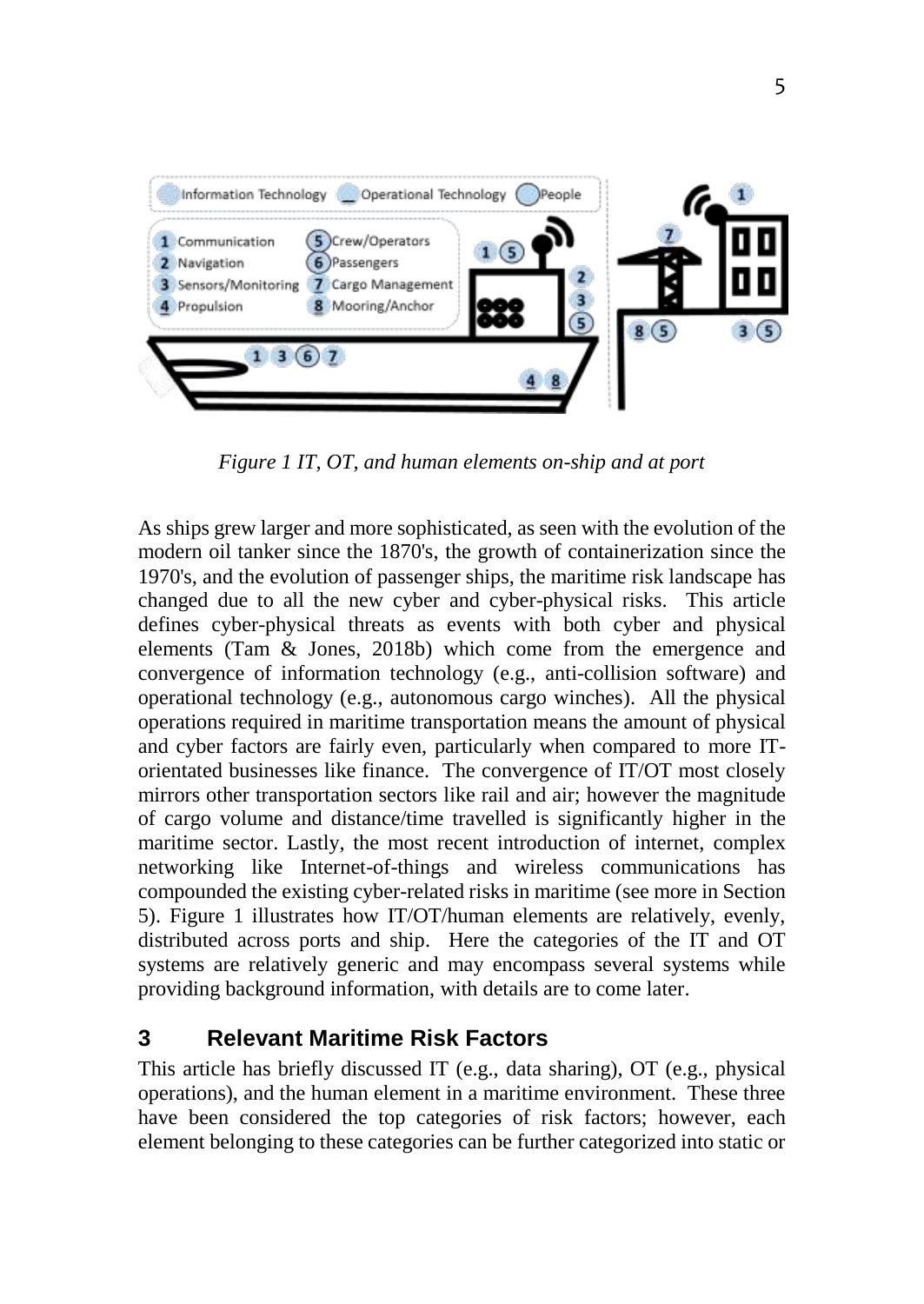*Figure 1 IT, OT, and human elements on-ship and at port*

As ships grew larger and more sophisticated, as seen with the evolution of the modern oil tanker since the 1870's, the growth of containerization since the 1970's, and the evolution of passenger ships, the maritime risk landscape has changed due to all the new cyber and cyber-physical risks. This article defines cyber-physical threats as events with both cyber and physical elements (Tam & Jones, 2018b) which come from the emergence and convergence of information technology (e.g., anti-collision software) and operational technology (e.g., autonomous cargo winches). All the physical operations required in maritime transportation means the amount of physical and cyber factors are fairly even, particularly when compared to more IT-orientated businesses like finance. The convergence of IT/OT most closely mirrors other transportation sectors like rail and air; however the magnitude of cargo volume and distance/time travelled is significantly higher in the maritime sector. Lastly, the most recent introduction of internet, complex networking like Internet-of-things and wireless communications has compounded the existing cyber-related risks in maritime (see more in Section 5). Figure 1 illustrates how IT/OT/human elements are relatively, evenly, distributed across ports and ship. Here the categories of the IT and OT systems are relatively generic and may encompass several systems while providing background information, with details are to come later.

## 3 Relevant Maritime Risk Factors

This article has briefly discussed IT (e.g., data sharing), OT (e.g., physical operations), and the human element in a maritime environment. These three have been considered the top categories of risk factors; however, each element belonging to these categories can be further categorized into static or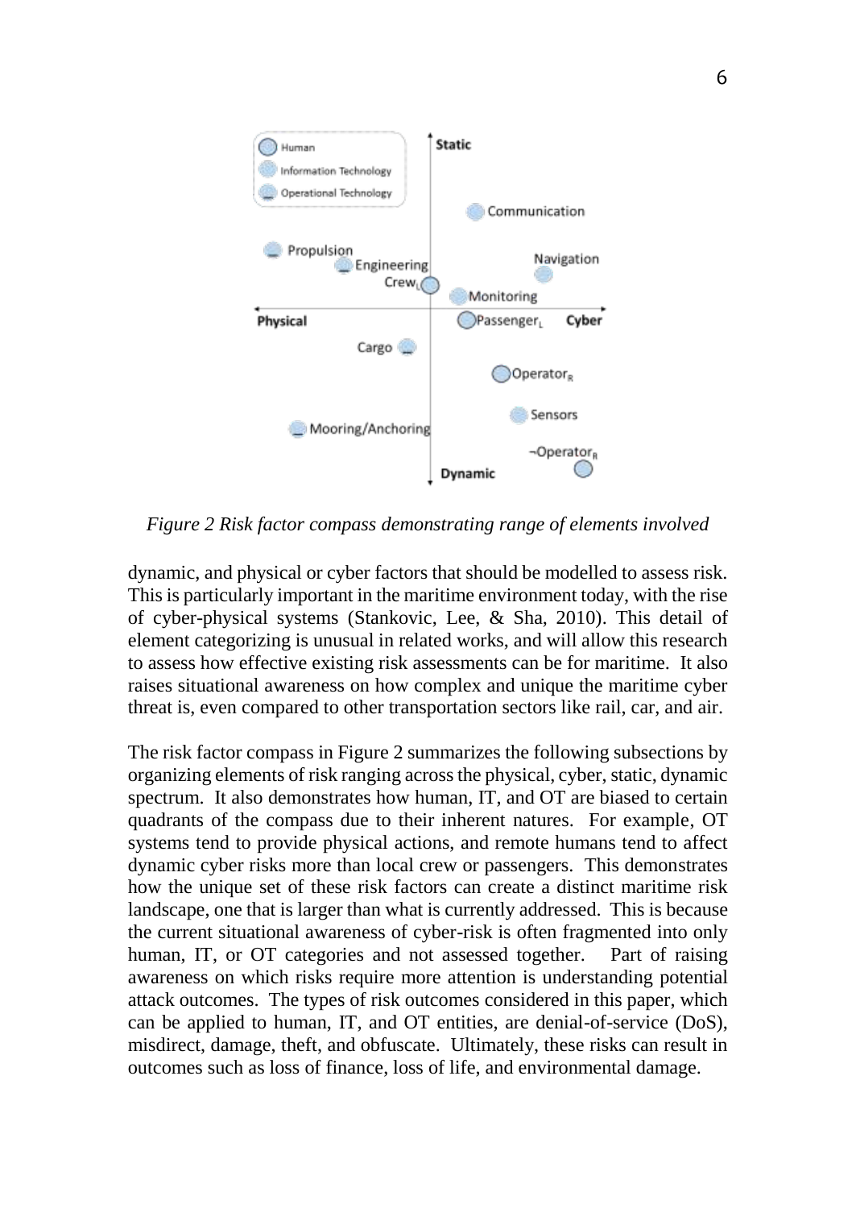*Figure 2 Risk factor compass demonstrating range of elements involved*

dynamic, and physical or cyber factors that should be modelled to assess risk. This is particularly important in the maritime environment today, with the rise of cyber-physical systems (Stankovic, Lee, & Sha, 2010). This detail of element categorizing is unusual in related works, and will allow this research to assess how effective existing risk assessments can be for maritime. It also raises situational awareness on how complex and unique the maritime cyber threat is, even compared to other transportation sectors like rail, car, and air.

The risk factor compass in Figure 2 summarizes the following subsections by organizing elements of risk ranging across the physical, cyber, static, dynamic spectrum. It also demonstrates how human, IT, and OT are biased to certain quadrants of the compass due to their inherent natures. For example, OT systems tend to provide physical actions, and remote humans tend to affect dynamic cyber risks more than local crew or passengers. This demonstrates how the unique set of these risk factors can create a distinct maritime risk landscape, one that is larger than what is currently addressed. This is because the current situational awareness of cyber-risk is often fragmented into only human, IT, or OT categories and not assessed together. Part of raising awareness on which risks require more attention is understanding potential attack outcomes. The types of risk outcomes considered in this paper, which can be applied to human, IT, and OT entities, are denial-of-service (DoS), misdirect, damage, theft, and obfuscate. Ultimately, these risks can result in outcomes such as loss of finance, loss of life, and environmental damage.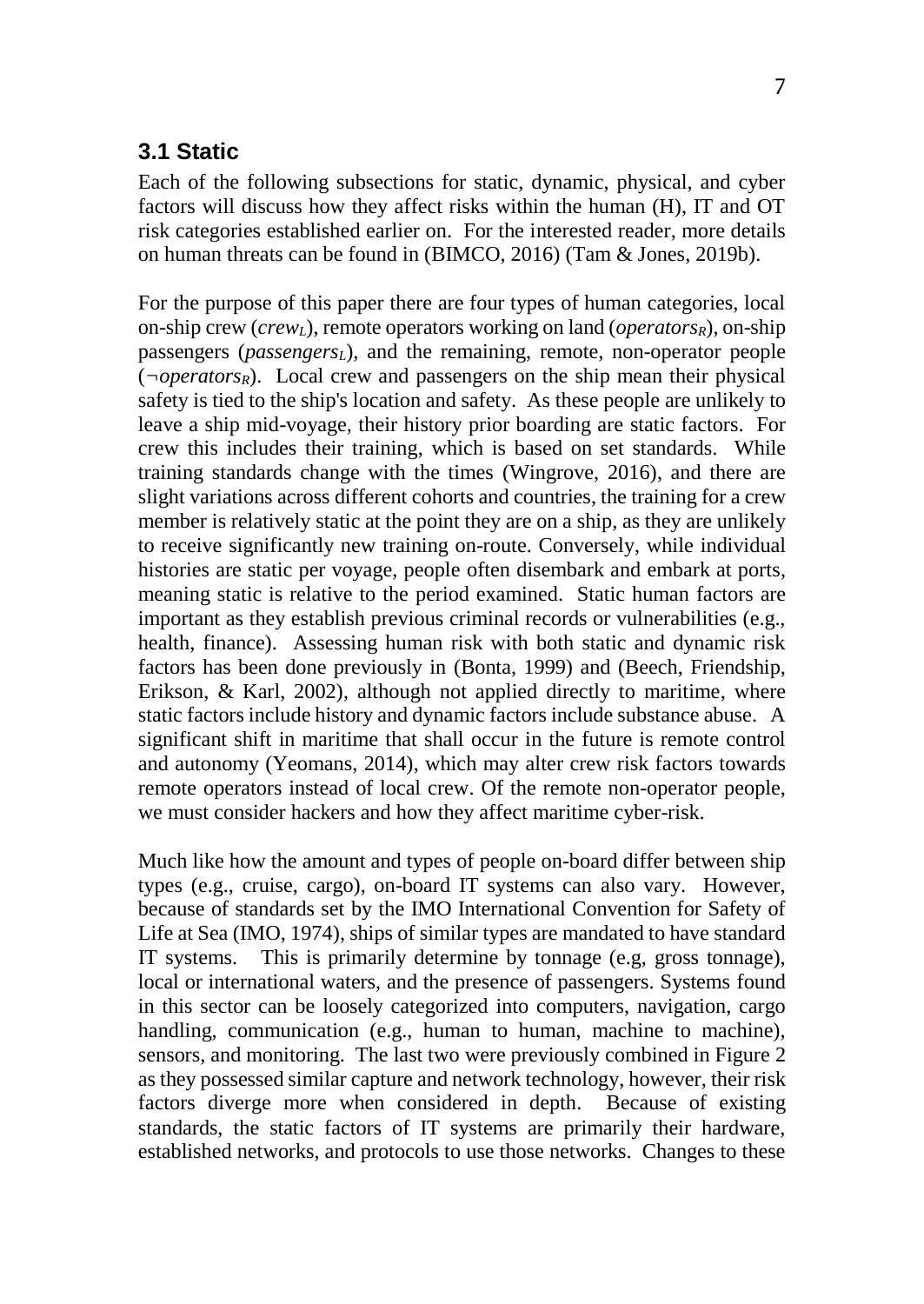### 3.1 Static

Each of the following subsections for static, dynamic, physical, and cyber factors will discuss how they affect risks within the human (H), IT and OT risk categories established earlier on. For the interested reader, more details on human threats can be found in (BIMCO, 2016) (Tam & Jones, 2019b).

For the purpose of this paper there are four types of human categories, local on-ship crew ($crew_L$), remote operators working on land ($operators_R$), on-ship passengers ($passengers_L$), and the remaining, remote, non-operator people ($\neg operators_R$). Local crew and passengers on the ship mean their physical safety is tied to the ship's location and safety. As these people are unlikely to leave a ship mid-voyage, their history prior boarding are static factors. For crew this includes their training, which is based on set standards. While training standards change with the times (Wingrove, 2016), and there are slight variations across different cohorts and countries, the training for a crew member is relatively static at the point they are on a ship, as they are unlikely to receive significantly new training on-route. Conversely, while individual histories are static per voyage, people often disembark and embark at ports, meaning static is relative to the period examined. Static human factors are important as they establish previous criminal records or vulnerabilities (e.g., health, finance). Assessing human risk with both static and dynamic risk factors has been done previously in (Bonta, 1999) and (Beech, Friendship, Erikson, & Karl, 2002), although not applied directly to maritime, where static factors include history and dynamic factors include substance abuse. A significant shift in maritime that shall occur in the future is remote control and autonomy (Yeomans, 2014), which may alter crew risk factors towards remote operators instead of local crew. Of the remote non-operator people, we must consider hackers and how they affect maritime cyber-risk.

Much like how the amount and types of people on-board differ between ship types (e.g., cruise, cargo), on-board IT systems can also vary. However, because of standards set by the IMO International Convention for Safety of Life at Sea (IMO, 1974), ships of similar types are mandated to have standard IT systems. This is primarily determine by tonnage (e.g, gross tonnage), local or international waters, and the presence of passengers. Systems found in this sector can be loosely categorized into computers, navigation, cargo handling, communication (e.g., human to human, machine to machine), sensors, and monitoring. The last two were previously combined in Figure 2 as they possessed similar capture and network technology, however, their risk factors diverge more when considered in depth. Because of existing standards, the static factors of IT systems are primarily their hardware, established networks, and protocols to use those networks. Changes to these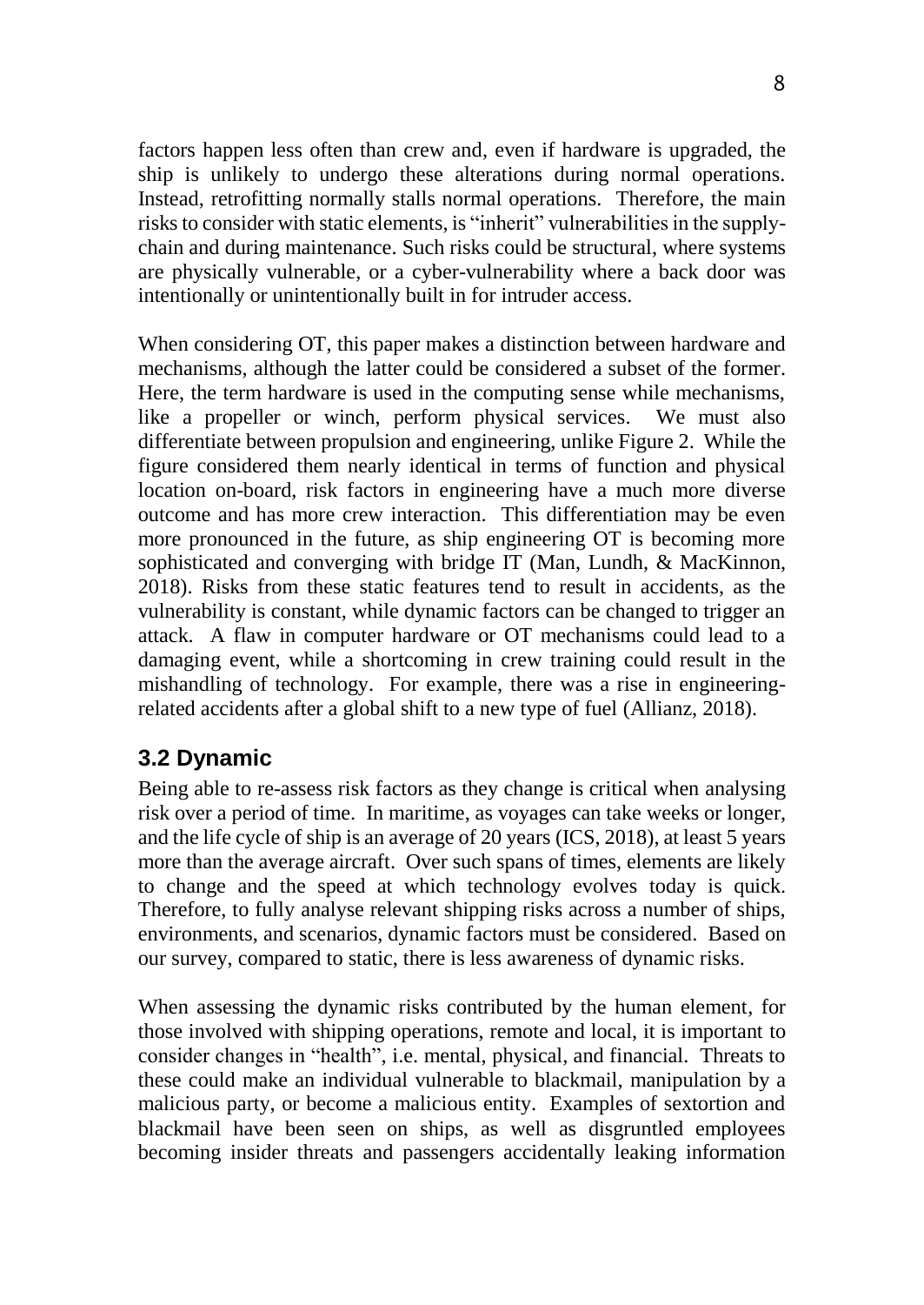factors happen less often than crew and, even if hardware is upgraded, the ship is unlikely to undergo these alterations during normal operations. Instead, retrofitting normally stalls normal operations. Therefore, the main risks to consider with static elements, is "inherit" vulnerabilities in the supply-chain and during maintenance. Such risks could be structural, where systems are physically vulnerable, or a cyber-vulnerability where a back door was intentionally or unintentionally built in for intruder access.

When considering OT, this paper makes a distinction between hardware and mechanisms, although the latter could be considered a subset of the former. Here, the term hardware is used in the computing sense while mechanisms, like a propeller or winch, perform physical services. We must also differentiate between propulsion and engineering, unlike Figure 2. While the figure considered them nearly identical in terms of function and physical location on-board, risk factors in engineering have a much more diverse outcome and has more crew interaction. This differentiation may be even more pronounced in the future, as ship engineering OT is becoming more sophisticated and converging with bridge IT (Man, Lundh, & MacKinnon, 2018). Risks from these static features tend to result in accidents, as the vulnerability is constant, while dynamic factors can be changed to trigger an attack. A flaw in computer hardware or OT mechanisms could lead to a damaging event, while a shortcoming in crew training could result in the mishandling of technology. For example, there was a rise in engineering-related accidents after a global shift to a new type of fuel (Allianz, 2018).

## 3.2 Dynamic

Being able to re-assess risk factors as they change is critical when analysing risk over a period of time. In maritime, as voyages can take weeks or longer, and the life cycle of ship is an average of 20 years (ICS, 2018), at least 5 years more than the average aircraft. Over such spans of times, elements are likely to change and the speed at which technology evolves today is quick. Therefore, to fully analyse relevant shipping risks across a number of ships, environments, and scenarios, dynamic factors must be considered. Based on our survey, compared to static, there is less awareness of dynamic risks.

When assessing the dynamic risks contributed by the human element, for those involved with shipping operations, remote and local, it is important to consider changes in "health", i.e. mental, physical, and financial. Threats to these could make an individual vulnerable to blackmail, manipulation by a malicious party, or become a malicious entity. Examples of sextortion and blackmail have been seen on ships, as well as disgruntled employees becoming insider threats and passengers accidentally leaking information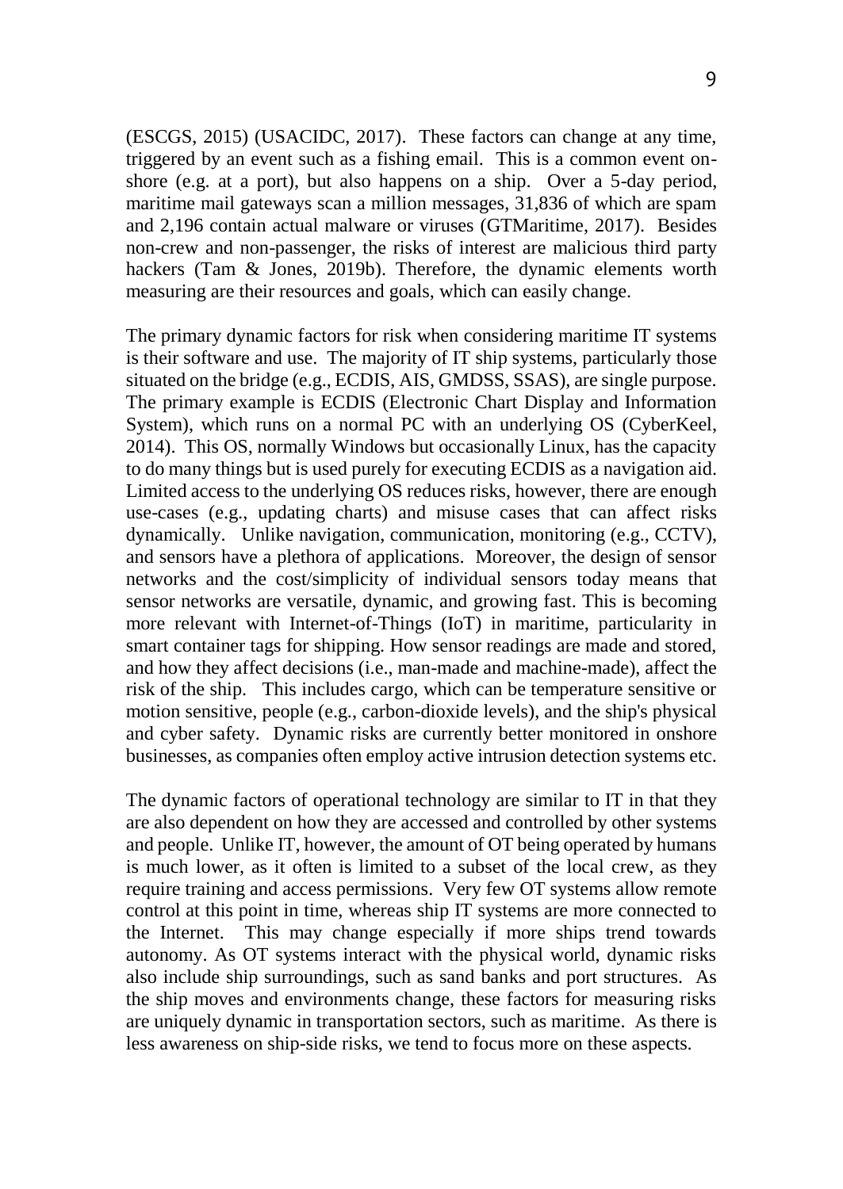(ESCGS, 2015) (USACIDC, 2017). These factors can change at any time, triggered by an event such as a fishing email. This is a common event on-shore (e.g. at a port), but also happens on a ship. Over a 5-day period, maritime mail gateways scan a million messages, 31,836 of which are spam and 2,196 contain actual malware or viruses (GTMaritime, 2017). Besides non-crew and non-passenger, the risks of interest are malicious third party hackers (Tam & Jones, 2019b). Therefore, the dynamic elements worth measuring are their resources and goals, which can easily change.

The primary dynamic factors for risk when considering maritime IT systems is their software and use. The majority of IT ship systems, particularly those situated on the bridge (e.g., ECDIS, AIS, GMDSS, SSAS), are single purpose. The primary example is ECDIS (Electronic Chart Display and Information System), which runs on a normal PC with an underlying OS (CyberKeel, 2014). This OS, normally Windows but occasionally Linux, has the capacity to do many things but is used purely for executing ECDIS as a navigation aid. Limited access to the underlying OS reduces risks, however, there are enough use-cases (e.g., updating charts) and misuse cases that can affect risks dynamically. Unlike navigation, communication, monitoring (e.g., CCTV), and sensors have a plethora of applications. Moreover, the design of sensor networks and the cost/simplicity of individual sensors today means that sensor networks are versatile, dynamic, and growing fast. This is becoming more relevant with Internet-of-Things (IoT) in maritime, particularity in smart container tags for shipping. How sensor readings are made and stored, and how they affect decisions (i.e., man-made and machine-made), affect the risk of the ship. This includes cargo, which can be temperature sensitive or motion sensitive, people (e.g., carbon-dioxide levels), and the ship's physical and cyber safety. Dynamic risks are currently better monitored in onshore businesses, as companies often employ active intrusion detection systems etc.

The dynamic factors of operational technology are similar to IT in that they are also dependent on how they are accessed and controlled by other systems and people. Unlike IT, however, the amount of OT being operated by humans is much lower, as it often is limited to a subset of the local crew, as they require training and access permissions. Very few OT systems allow remote control at this point in time, whereas ship IT systems are more connected to the Internet. This may change especially if more ships trend towards autonomy. As OT systems interact with the physical world, dynamic risks also include ship surroundings, such as sand banks and port structures. As the ship moves and environments change, these factors for measuring risks are uniquely dynamic in transportation sectors, such as maritime. As there is less awareness on ship-side risks, we tend to focus more on these aspects.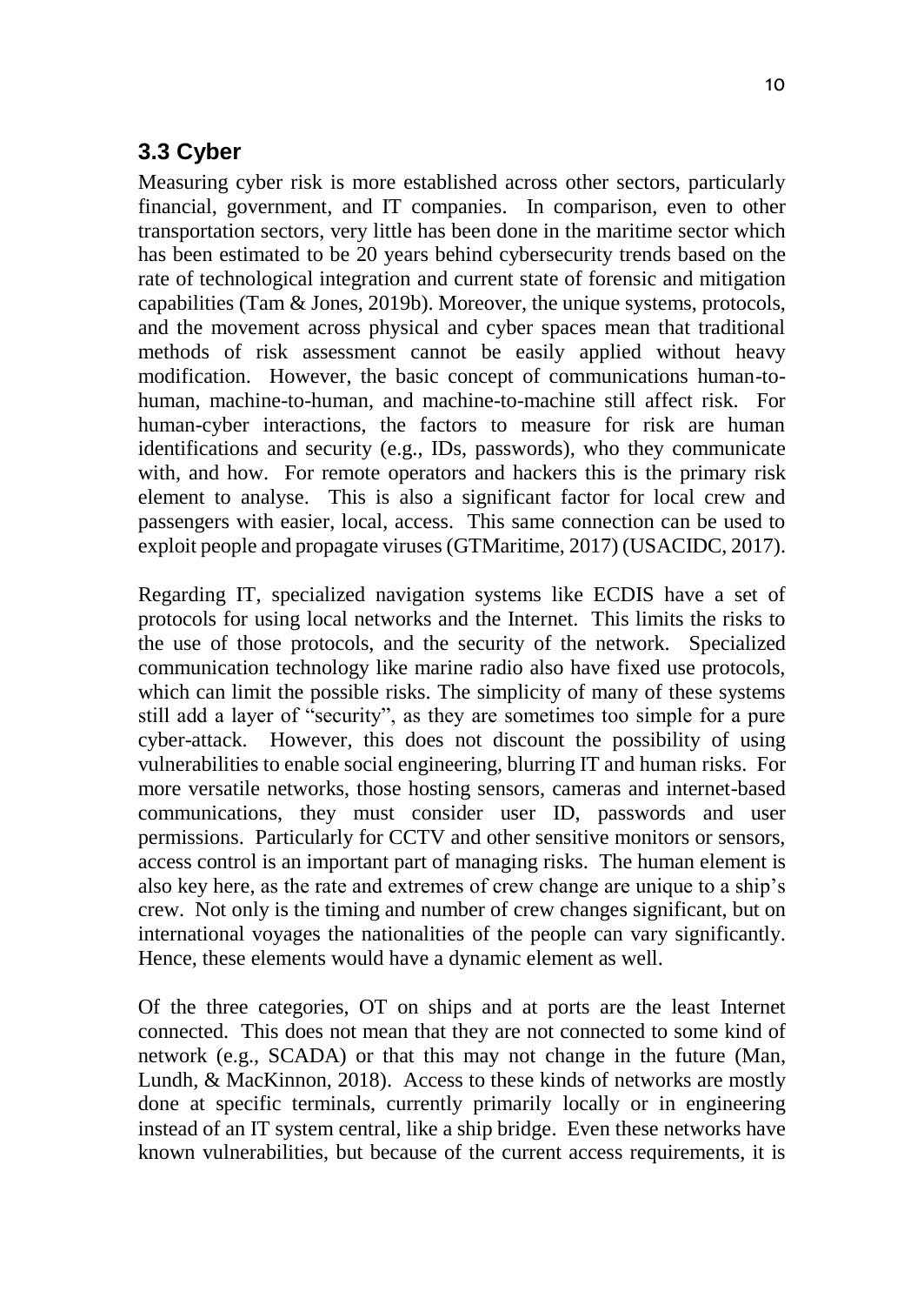## 3.3 Cyber

Measuring cyber risk is more established across other sectors, particularly financial, government, and IT companies. In comparison, even to other transportation sectors, very little has been done in the maritime sector which has been estimated to be 20 years behind cybersecurity trends based on the rate of technological integration and current state of forensic and mitigation capabilities (Tam & Jones, 2019b). Moreover, the unique systems, protocols, and the movement across physical and cyber spaces mean that traditional methods of risk assessment cannot be easily applied without heavy modification. However, the basic concept of communications human-to-human, machine-to-human, and machine-to-machine still affect risk. For human-cyber interactions, the factors to measure for risk are human identifications and security (e.g., IDs, passwords), who they communicate with, and how. For remote operators and hackers this is the primary risk element to analyse. This is also a significant factor for local crew and passengers with easier, local, access. This same connection can be used to exploit people and propagate viruses (GTMaritime, 2017) (USACIDC, 2017).

Regarding IT, specialized navigation systems like ECDIS have a set of protocols for using local networks and the Internet. This limits the risks to the use of those protocols, and the security of the network. Specialized communication technology like marine radio also have fixed use protocols, which can limit the possible risks. The simplicity of many of these systems still add a layer of "security", as they are sometimes too simple for a pure cyber-attack. However, this does not discount the possibility of using vulnerabilities to enable social engineering, blurring IT and human risks. For more versatile networks, those hosting sensors, cameras and internet-based communications, they must consider user ID, passwords and user permissions. Particularly for CCTV and other sensitive monitors or sensors, access control is an important part of managing risks. The human element is also key here, as the rate and extremes of crew change are unique to a ship's crew. Not only is the timing and number of crew changes significant, but on international voyages the nationalities of the people can vary significantly. Hence, these elements would have a dynamic element as well.

Of the three categories, OT on ships and at ports are the least Internet connected. This does not mean that they are not connected to some kind of network (e.g., SCADA) or that this may not change in the future (Man, Lundh, & MacKinnon, 2018). Access to these kinds of networks are mostly done at specific terminals, currently primarily locally or in engineering instead of an IT system central, like a ship bridge. Even these networks have known vulnerabilities, but because of the current access requirements, it is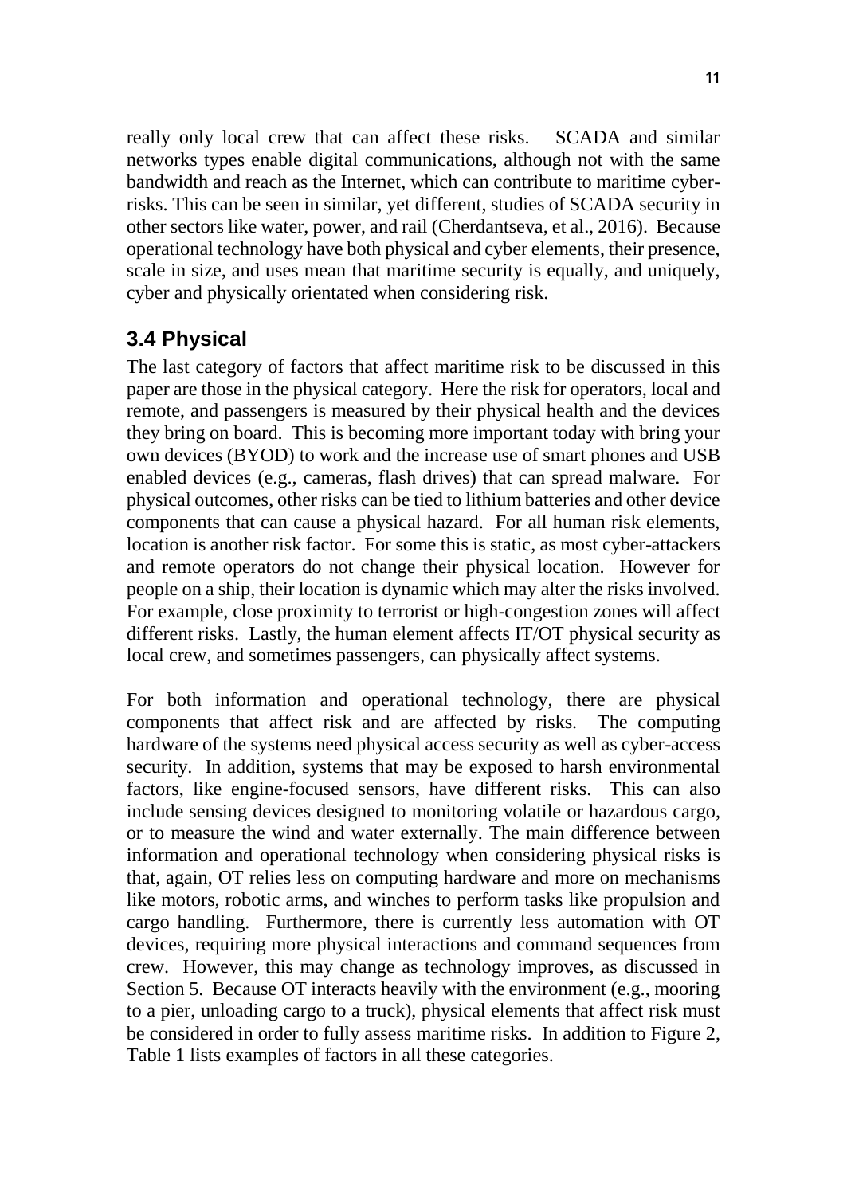really only local crew that can affect these risks. SCADA and similar networks types enable digital communications, although not with the same bandwidth and reach as the Internet, which can contribute to maritime cyber-risks. This can be seen in similar, yet different, studies of SCADA security in other sectors like water, power, and rail (Cherdantseva, et al., 2016). Because operational technology have both physical and cyber elements, their presence, scale in size, and uses mean that maritime security is equally, and uniquely, cyber and physically orientated when considering risk.

## 3.4 Physical

The last category of factors that affect maritime risk to be discussed in this paper are those in the physical category. Here the risk for operators, local and remote, and passengers is measured by their physical health and the devices they bring on board. This is becoming more important today with bring your own devices (BYOD) to work and the increase use of smart phones and USB enabled devices (e.g., cameras, flash drives) that can spread malware. For physical outcomes, other risks can be tied to lithium batteries and other device components that can cause a physical hazard. For all human risk elements, location is another risk factor. For some this is static, as most cyber-attackers and remote operators do not change their physical location. However for people on a ship, their location is dynamic which may alter the risks involved. For example, close proximity to terrorist or high-congestion zones will affect different risks. Lastly, the human element affects IT/OT physical security as local crew, and sometimes passengers, can physically affect systems.

For both information and operational technology, there are physical components that affect risk and are affected by risks. The computing hardware of the systems need physical access security as well as cyber-access security. In addition, systems that may be exposed to harsh environmental factors, like engine-focused sensors, have different risks. This can also include sensing devices designed to monitoring volatile or hazardous cargo, or to measure the wind and water externally. The main difference between information and operational technology when considering physical risks is that, again, OT relies less on computing hardware and more on mechanisms like motors, robotic arms, and winches to perform tasks like propulsion and cargo handling. Furthermore, there is currently less automation with OT devices, requiring more physical interactions and command sequences from crew. However, this may change as technology improves, as discussed in Section 5. Because OT interacts heavily with the environment (e.g., mooring to a pier, unloading cargo to a truck), physical elements that affect risk must be considered in order to fully assess maritime risks. In addition to Figure 2, Table 1 lists examples of factors in all these categories.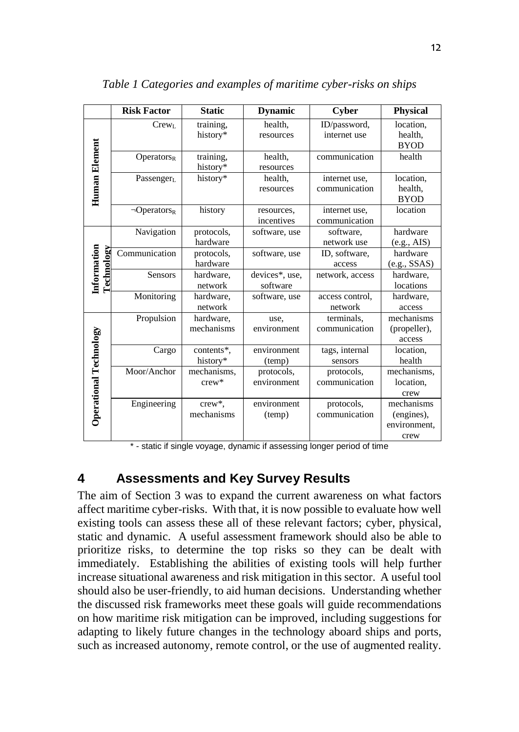*Table 1 Categories and examples of maritime cyber-risks on ships*

| | Risk Factor | Static | Dynamic | Cyber | Physical |
|---|---|---|---|---|---|
| **Human Element** | $Crew_L$ | training, history* | health, resources | ID/password, internet use | location, health, BYOD |
| | $Operators_R$ | training, history* | health, resources | communication | health |
| | $Passenger_L$ | history* | health, resources | internet use, communication | location, health, BYOD |
| | $\neg Operators_R$ | history | resources, incentives | internet use, communication | location |
| **Information Technology** | Navigation | protocols, hardware | software, use | software, network use | hardware (e.g., AIS) |
| | Communication | protocols, hardware | software, use | ID, software, access | hardware (e.g., SSAS) |
| | Sensors | hardware, network | devices*, use, software | network, access | hardware, locations |
| | Monitoring | hardware, network | software, use | access control, network | hardware, access |
| **Operational Technology** | Propulsion | hardware, mechanisms | use, environment | terminals, communication | mechanisms (propeller), access |
| | Cargo | contents*, history* | environment (temp) | tags, internal sensors | location, health |
| | Moor/Anchor | mechanisms, crew* | protocols, environment | protocols, communication | mechanisms, location, crew |
| | Engineering | crew*, mechanisms | environment (temp) | protocols, communication | mechanisms (engines), environment, crew |

\* - static if single voyage, dynamic if assessing longer period of time

## 4 Assessments and Key Survey Results

The aim of Section 3 was to expand the current awareness on what factors affect maritime cyber-risks. With that, it is now possible to evaluate how well existing tools can assess these all of these relevant factors; cyber, physical, static and dynamic. A useful assessment framework should also be able to prioritize risks, to determine the top risks so they can be dealt with immediately. Establishing the abilities of existing tools will help further increase situational awareness and risk mitigation in this sector. A useful tool should also be user-friendly, to aid human decisions. Understanding whether the discussed risk frameworks meet these goals will guide recommendations on how maritime risk mitigation can be improved, including suggestions for adapting to likely future changes in the technology aboard ships and ports, such as increased autonomy, remote control, or the use of augmented reality.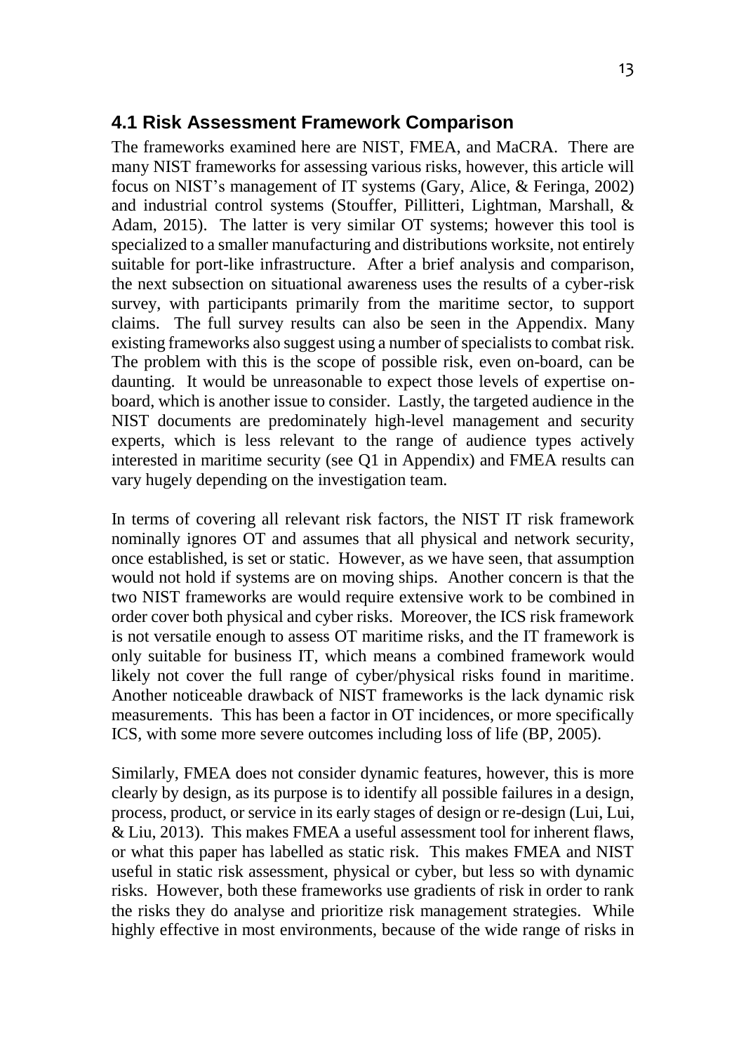## 4.1 Risk Assessment Framework Comparison

The frameworks examined here are NIST, FMEA, and MaCRA. There are many NIST frameworks for assessing various risks, however, this article will focus on NIST's management of IT systems (Gary, Alice, & Feringa, 2002) and industrial control systems (Stouffer, Pillitteri, Lightman, Marshall, & Adam, 2015). The latter is very similar OT systems; however this tool is specialized to a smaller manufacturing and distributions worksite, not entirely suitable for port-like infrastructure. After a brief analysis and comparison, the next subsection on situational awareness uses the results of a cyber-risk survey, with participants primarily from the maritime sector, to support claims. The full survey results can also be seen in the Appendix. Many existing frameworks also suggest using a number of specialists to combat risk. The problem with this is the scope of possible risk, even on-board, can be daunting. It would be unreasonable to expect those levels of expertise on-board, which is another issue to consider. Lastly, the targeted audience in the NIST documents are predominately high-level management and security experts, which is less relevant to the range of audience types actively interested in maritime security (see Q1 in Appendix) and FMEA results can vary hugely depending on the investigation team.

In terms of covering all relevant risk factors, the NIST IT risk framework nominally ignores OT and assumes that all physical and network security, once established, is set or static. However, as we have seen, that assumption would not hold if systems are on moving ships. Another concern is that the two NIST frameworks are would require extensive work to be combined in order cover both physical and cyber risks. Moreover, the ICS risk framework is not versatile enough to assess OT maritime risks, and the IT framework is only suitable for business IT, which means a combined framework would likely not cover the full range of cyber/physical risks found in maritime. Another noticeable drawback of NIST frameworks is the lack dynamic risk measurements. This has been a factor in OT incidences, or more specifically ICS, with some more severe outcomes including loss of life (BP, 2005).

Similarly, FMEA does not consider dynamic features, however, this is more clearly by design, as its purpose is to identify all possible failures in a design, process, product, or service in its early stages of design or re-design (Lui, Lui, & Liu, 2013). This makes FMEA a useful assessment tool for inherent flaws, or what this paper has labelled as static risk. This makes FMEA and NIST useful in static risk assessment, physical or cyber, but less so with dynamic risks. However, both these frameworks use gradients of risk in order to rank the risks they do analyse and prioritize risk management strategies. While highly effective in most environments, because of the wide range of risks in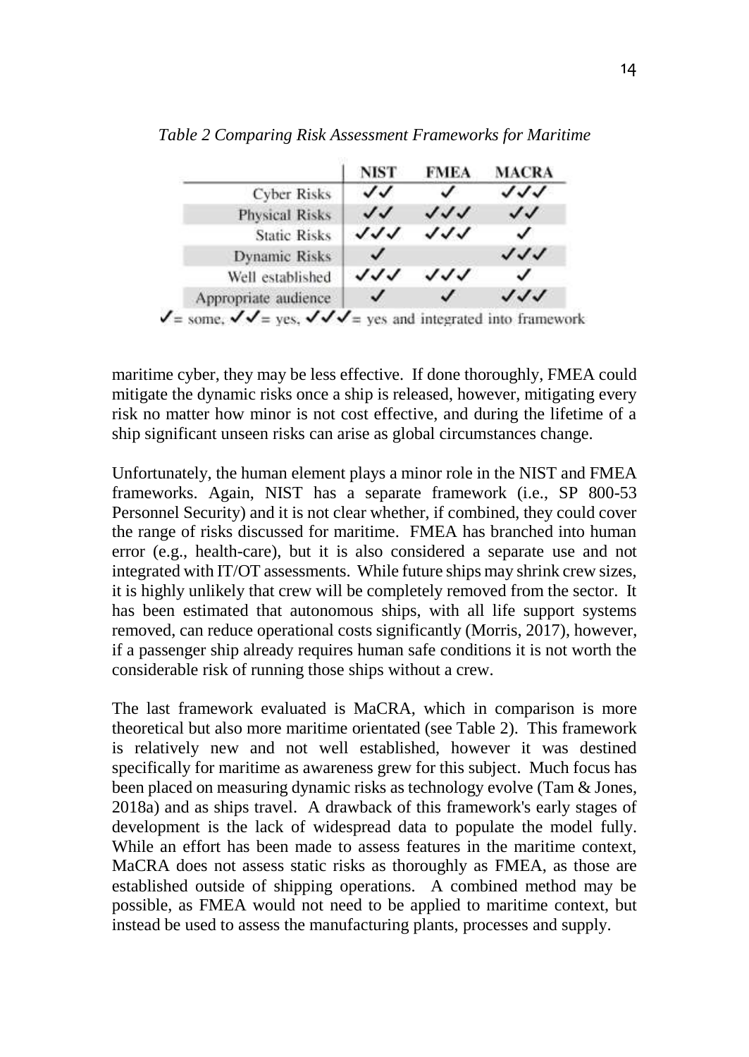*Table 2 Comparing Risk Assessment Frameworks for Maritime*

| | NIST | FMEA | MACRA |
|---|---|---|---|
| Cyber Risks | ✓✓ | ✓ | ✓✓✓ |
| Physical Risks | ✓✓ | ✓✓✓ | ✓✓ |
| Static Risks | ✓✓✓ | ✓✓✓ | ✓ |
| Dynamic Risks | ✓ | | ✓✓✓ |
| Well established | ✓✓✓ | ✓✓✓ | ✓ |
| Appropriate audience | ✓ | ✓ | ✓✓✓ |

✓= some, ✓✓= yes, ✓✓✓= yes and integrated into framework

maritime cyber, they may be less effective. If done thoroughly, FMEA could mitigate the dynamic risks once a ship is released, however, mitigating every risk no matter how minor is not cost effective, and during the lifetime of a ship significant unseen risks can arise as global circumstances change.

Unfortunately, the human element plays a minor role in the NIST and FMEA frameworks. Again, NIST has a separate framework (i.e., SP 800-53 Personnel Security) and it is not clear whether, if combined, they could cover the range of risks discussed for maritime. FMEA has branched into human error (e.g., health-care), but it is also considered a separate use and not integrated with IT/OT assessments. While future ships may shrink crew sizes, it is highly unlikely that crew will be completely removed from the sector. It has been estimated that autonomous ships, with all life support systems removed, can reduce operational costs significantly (Morris, 2017), however, if a passenger ship already requires human safe conditions it is not worth the considerable risk of running those ships without a crew.

The last framework evaluated is MaCRA, which in comparison is more theoretical but also more maritime orientated (see Table 2). This framework is relatively new and not well established, however it was destined specifically for maritime as awareness grew for this subject. Much focus has been placed on measuring dynamic risks as technology evolve (Tam & Jones, 2018a) and as ships travel. A drawback of this framework's early stages of development is the lack of widespread data to populate the model fully. While an effort has been made to assess features in the maritime context, MaCRA does not assess static risks as thoroughly as FMEA, as those are established outside of shipping operations. A combined method may be possible, as FMEA would not need to be applied to maritime context, but instead be used to assess the manufacturing plants, processes and supply.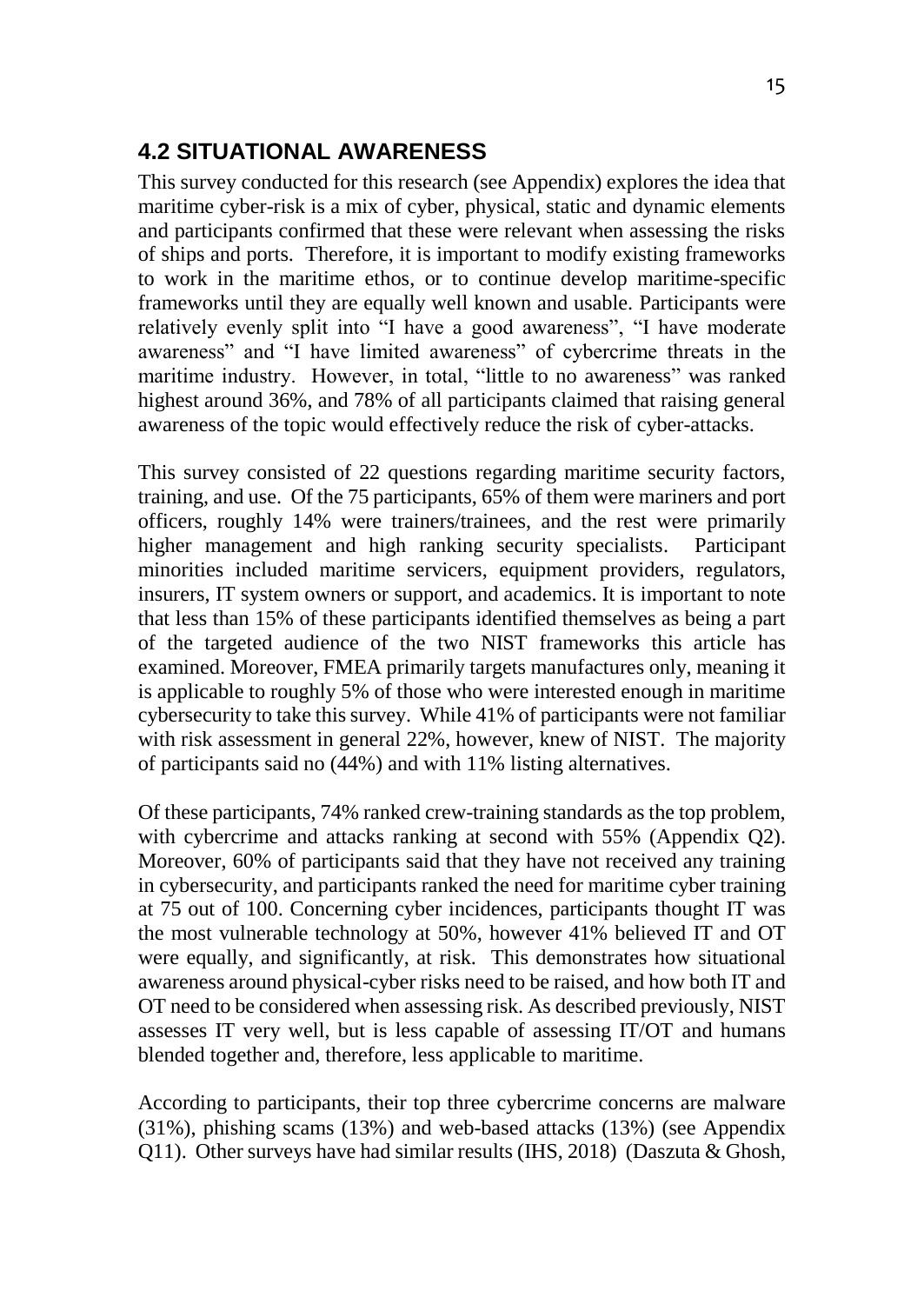## 4.2 SITUATIONAL AWARENESS

This survey conducted for this research (see Appendix) explores the idea that maritime cyber-risk is a mix of cyber, physical, static and dynamic elements and participants confirmed that these were relevant when assessing the risks of ships and ports. Therefore, it is important to modify existing frameworks to work in the maritime ethos, or to continue develop maritime-specific frameworks until they are equally well known and usable. Participants were relatively evenly split into "I have a good awareness", "I have moderate awareness" and "I have limited awareness" of cybercrime threats in the maritime industry. However, in total, "little to no awareness" was ranked highest around 36%, and 78% of all participants claimed that raising general awareness of the topic would effectively reduce the risk of cyber-attacks.

This survey consisted of 22 questions regarding maritime security factors, training, and use. Of the 75 participants, 65% of them were mariners and port officers, roughly 14% were trainers/trainees, and the rest were primarily higher management and high ranking security specialists. Participant minorities included maritime servicers, equipment providers, regulators, insurers, IT system owners or support, and academics. It is important to note that less than 15% of these participants identified themselves as being a part of the targeted audience of the two NIST frameworks this article has examined. Moreover, FMEA primarily targets manufactures only, meaning it is applicable to roughly 5% of those who were interested enough in maritime cybersecurity to take this survey. While 41% of participants were not familiar with risk assessment in general 22%, however, knew of NIST. The majority of participants said no (44%) and with 11% listing alternatives.

Of these participants, 74% ranked crew-training standards as the top problem, with cybercrime and attacks ranking at second with 55% (Appendix Q2). Moreover, 60% of participants said that they have not received any training in cybersecurity, and participants ranked the need for maritime cyber training at 75 out of 100. Concerning cyber incidences, participants thought IT was the most vulnerable technology at 50%, however 41% believed IT and OT were equally, and significantly, at risk. This demonstrates how situational awareness around physical-cyber risks need to be raised, and how both IT and OT need to be considered when assessing risk. As described previously, NIST assesses IT very well, but is less capable of assessing IT/OT and humans blended together and, therefore, less applicable to maritime.

According to participants, their top three cybercrime concerns are malware (31%), phishing scams (13%) and web-based attacks (13%) (see Appendix Q11). Other surveys have had similar results (IHS, 2018) (Daszuta & Ghosh,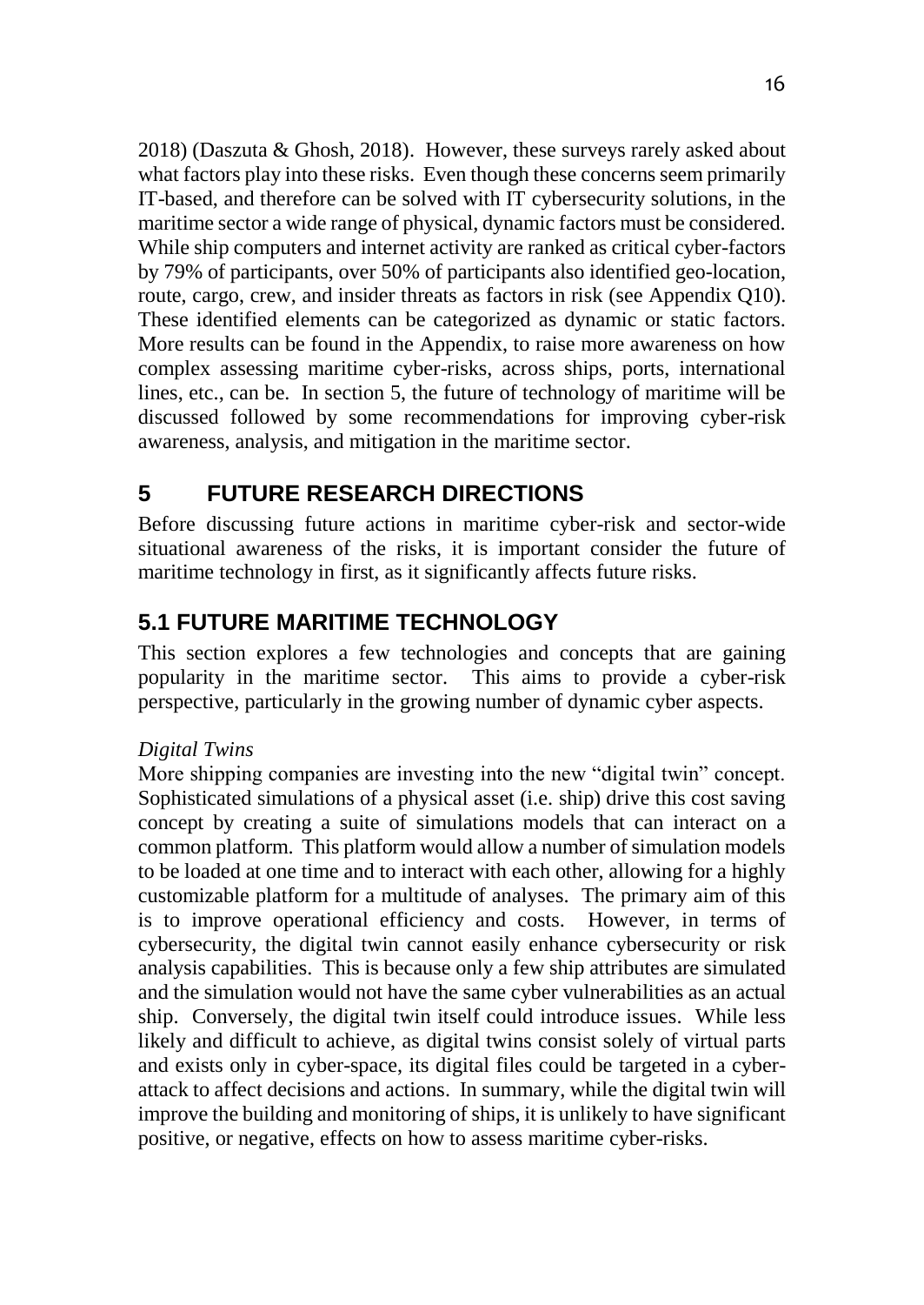2018) (Daszuta & Ghosh, 2018). However, these surveys rarely asked about what factors play into these risks. Even though these concerns seem primarily IT-based, and therefore can be solved with IT cybersecurity solutions, in the maritime sector a wide range of physical, dynamic factors must be considered. While ship computers and internet activity are ranked as critical cyber-factors by 79% of participants, over 50% of participants also identified geo-location, route, cargo, crew, and insider threats as factors in risk (see Appendix Q10). These identified elements can be categorized as dynamic or static factors. More results can be found in the Appendix, to raise more awareness on how complex assessing maritime cyber-risks, across ships, ports, international lines, etc., can be. In section 5, the future of technology of maritime will be discussed followed by some recommendations for improving cyber-risk awareness, analysis, and mitigation in the maritime sector.

# 5 FUTURE RESEARCH DIRECTIONS

Before discussing future actions in maritime cyber-risk and sector-wide situational awareness of the risks, it is important consider the future of maritime technology in first, as it significantly affects future risks.

## 5.1 FUTURE MARITIME TECHNOLOGY

This section explores a few technologies and concepts that are gaining popularity in the maritime sector. This aims to provide a cyber-risk perspective, particularly in the growing number of dynamic cyber aspects.

*Digital Twins*

More shipping companies are investing into the new "digital twin" concept. Sophisticated simulations of a physical asset (i.e. ship) drive this cost saving concept by creating a suite of simulations models that can interact on a common platform. This platform would allow a number of simulation models to be loaded at one time and to interact with each other, allowing for a highly customizable platform for a multitude of analyses. The primary aim of this is to improve operational efficiency and costs. However, in terms of cybersecurity, the digital twin cannot easily enhance cybersecurity or risk analysis capabilities. This is because only a few ship attributes are simulated and the simulation would not have the same cyber vulnerabilities as an actual ship. Conversely, the digital twin itself could introduce issues. While less likely and difficult to achieve, as digital twins consist solely of virtual parts and exists only in cyber-space, its digital files could be targeted in a cyber-attack to affect decisions and actions. In summary, while the digital twin will improve the building and monitoring of ships, it is unlikely to have significant positive, or negative, effects on how to assess maritime cyber-risks.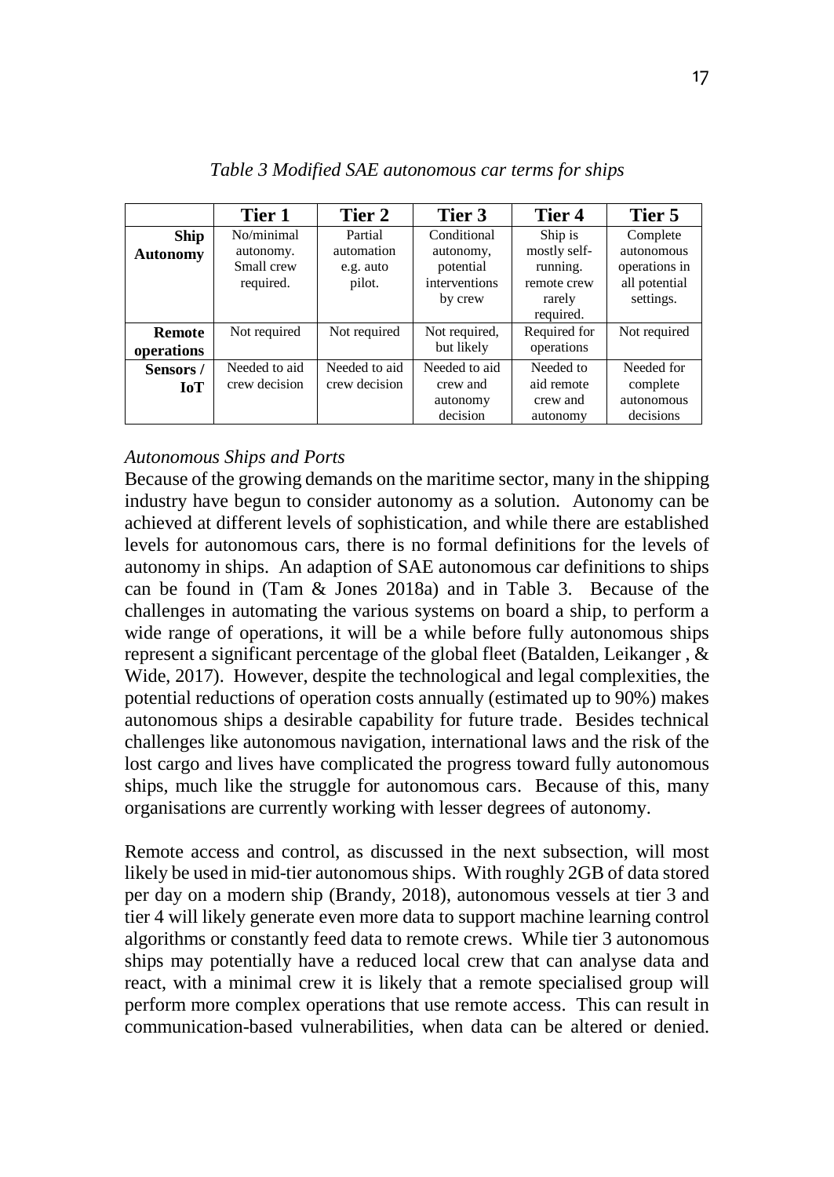*Table 3 Modified SAE autonomous car terms for ships*

| | Tier 1 | Tier 2 | Tier 3 | Tier 4 | Tier 5 |
|---|---|---|---|---|---|
| **Ship Autonomy** | No/minimal autonomy. Small crew required. | Partial automation e.g. auto pilot. | Conditional autonomy, potential interventions by crew | Ship is mostly self-running. remote crew rarely required. | Complete autonomous operations in all potential settings. |
| **Remote operations** | Not required | Not required | Not required, but likely | Required for operations | Not required |
| **Sensors / IoT** | Needed to aid crew decision | Needed to aid crew decision | Needed to aid crew and autonomy decision | Needed to aid remote crew and autonomy | Needed for complete autonomous decisions |

*Autonomous Ships and Ports*

Because of the growing demands on the maritime sector, many in the shipping industry have begun to consider autonomy as a solution. Autonomy can be achieved at different levels of sophistication, and while there are established levels for autonomous cars, there is no formal definitions for the levels of autonomy in ships. An adaption of SAE autonomous car definitions to ships can be found in (Tam & Jones 2018a) and in Table 3. Because of the challenges in automating the various systems on board a ship, to perform a wide range of operations, it will be a while before fully autonomous ships represent a significant percentage of the global fleet (Batalden, Leikanger , & Wide, 2017). However, despite the technological and legal complexities, the potential reductions of operation costs annually (estimated up to 90%) makes autonomous ships a desirable capability for future trade. Besides technical challenges like autonomous navigation, international laws and the risk of the lost cargo and lives have complicated the progress toward fully autonomous ships, much like the struggle for autonomous cars. Because of this, many organisations are currently working with lesser degrees of autonomy.

Remote access and control, as discussed in the next subsection, will most likely be used in mid-tier autonomous ships. With roughly 2GB of data stored per day on a modern ship (Brandy, 2018), autonomous vessels at tier 3 and tier 4 will likely generate even more data to support machine learning control algorithms or constantly feed data to remote crews. While tier 3 autonomous ships may potentially have a reduced local crew that can analyse data and react, with a minimal crew it is likely that a remote specialised group will perform more complex operations that use remote access. This can result in communication-based vulnerabilities, when data can be altered or denied.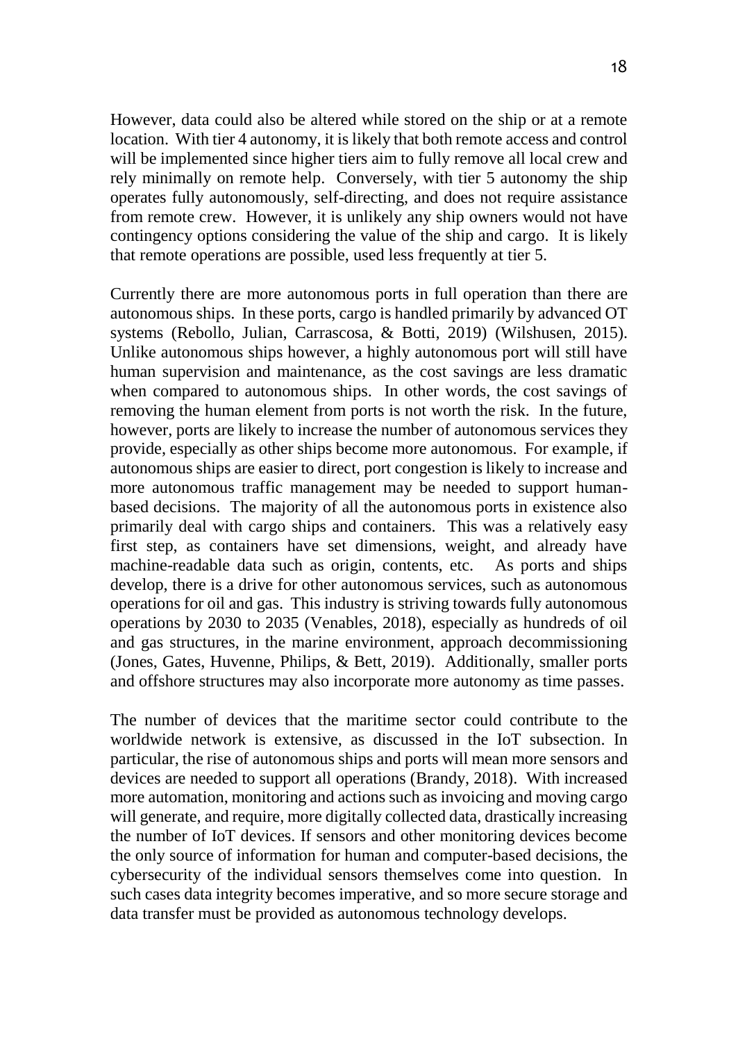However, data could also be altered while stored on the ship or at a remote location. With tier 4 autonomy, it is likely that both remote access and control will be implemented since higher tiers aim to fully remove all local crew and rely minimally on remote help. Conversely, with tier 5 autonomy the ship operates fully autonomously, self-directing, and does not require assistance from remote crew. However, it is unlikely any ship owners would not have contingency options considering the value of the ship and cargo. It is likely that remote operations are possible, used less frequently at tier 5.

Currently there are more autonomous ports in full operation than there are autonomous ships. In these ports, cargo is handled primarily by advanced OT systems (Rebollo, Julian, Carrascosa, & Botti, 2019) (Wilshusen, 2015). Unlike autonomous ships however, a highly autonomous port will still have human supervision and maintenance, as the cost savings are less dramatic when compared to autonomous ships. In other words, the cost savings of removing the human element from ports is not worth the risk. In the future, however, ports are likely to increase the number of autonomous services they provide, especially as other ships become more autonomous. For example, if autonomous ships are easier to direct, port congestion is likely to increase and more autonomous traffic management may be needed to support human-based decisions. The majority of all the autonomous ports in existence also primarily deal with cargo ships and containers. This was a relatively easy first step, as containers have set dimensions, weight, and already have machine-readable data such as origin, contents, etc. As ports and ships develop, there is a drive for other autonomous services, such as autonomous operations for oil and gas. This industry is striving towards fully autonomous operations by 2030 to 2035 (Venables, 2018), especially as hundreds of oil and gas structures, in the marine environment, approach decommissioning (Jones, Gates, Huvenne, Philips, & Bett, 2019). Additionally, smaller ports and offshore structures may also incorporate more autonomy as time passes.

The number of devices that the maritime sector could contribute to the worldwide network is extensive, as discussed in the IoT subsection. In particular, the rise of autonomous ships and ports will mean more sensors and devices are needed to support all operations (Brandy, 2018). With increased more automation, monitoring and actions such as invoicing and moving cargo will generate, and require, more digitally collected data, drastically increasing the number of IoT devices. If sensors and other monitoring devices become the only source of information for human and computer-based decisions, the cybersecurity of the individual sensors themselves come into question. In such cases data integrity becomes imperative, and so more secure storage and data transfer must be provided as autonomous technology develops.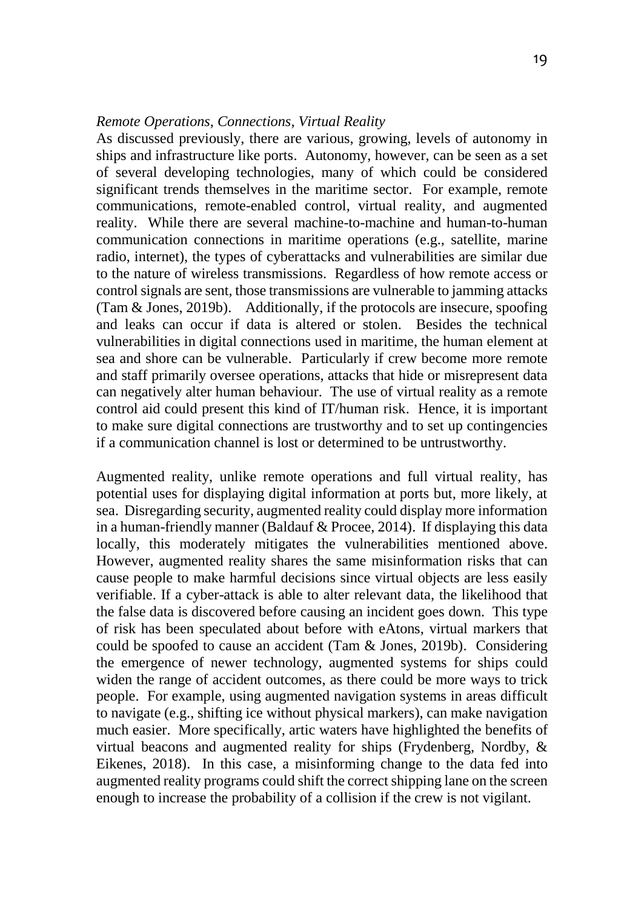*Remote Operations, Connections, Virtual Reality*

As discussed previously, there are various, growing, levels of autonomy in ships and infrastructure like ports. Autonomy, however, can be seen as a set of several developing technologies, many of which could be considered significant trends themselves in the maritime sector. For example, remote communications, remote-enabled control, virtual reality, and augmented reality. While there are several machine-to-machine and human-to-human communication connections in maritime operations (e.g., satellite, marine radio, internet), the types of cyberattacks and vulnerabilities are similar due to the nature of wireless transmissions. Regardless of how remote access or control signals are sent, those transmissions are vulnerable to jamming attacks (Tam & Jones, 2019b). Additionally, if the protocols are insecure, spoofing and leaks can occur if data is altered or stolen. Besides the technical vulnerabilities in digital connections used in maritime, the human element at sea and shore can be vulnerable. Particularly if crew become more remote and staff primarily oversee operations, attacks that hide or misrepresent data can negatively alter human behaviour. The use of virtual reality as a remote control aid could present this kind of IT/human risk. Hence, it is important to make sure digital connections are trustworthy and to set up contingencies if a communication channel is lost or determined to be untrustworthy.

Augmented reality, unlike remote operations and full virtual reality, has potential uses for displaying digital information at ports but, more likely, at sea. Disregarding security, augmented reality could display more information in a human-friendly manner (Baldauf & Procee, 2014). If displaying this data locally, this moderately mitigates the vulnerabilities mentioned above. However, augmented reality shares the same misinformation risks that can cause people to make harmful decisions since virtual objects are less easily verifiable. If a cyber-attack is able to alter relevant data, the likelihood that the false data is discovered before causing an incident goes down. This type of risk has been speculated about before with eAtons, virtual markers that could be spoofed to cause an accident (Tam & Jones, 2019b). Considering the emergence of newer technology, augmented systems for ships could widen the range of accident outcomes, as there could be more ways to trick people. For example, using augmented navigation systems in areas difficult to navigate (e.g., shifting ice without physical markers), can make navigation much easier. More specifically, artic waters have highlighted the benefits of virtual beacons and augmented reality for ships (Frydenberg, Nordby, & Eikenes, 2018). In this case, a misinforming change to the data fed into augmented reality programs could shift the correct shipping lane on the screen enough to increase the probability of a collision if the crew is not vigilant.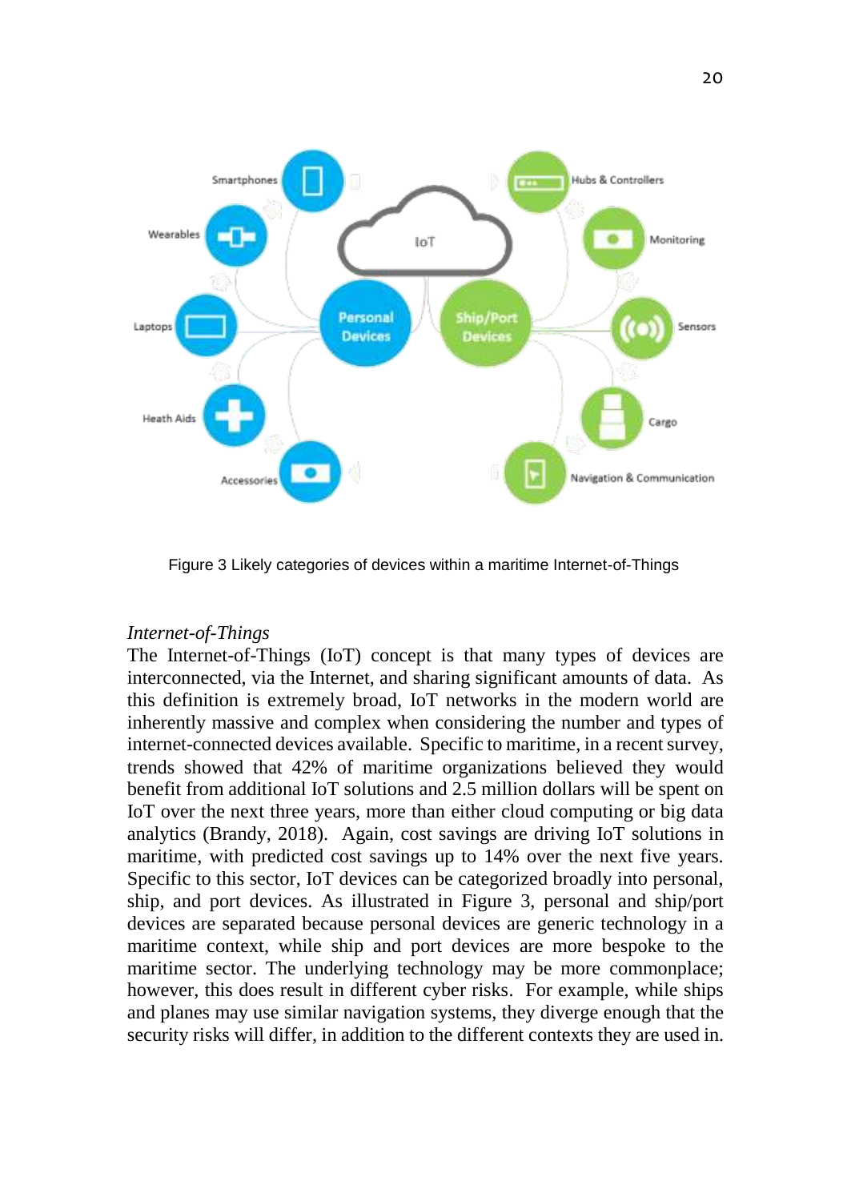Figure 3 Likely categories of devices within a maritime Internet-of-Things

*Internet-of-Things*

The Internet-of-Things (IoT) concept is that many types of devices are interconnected, via the Internet, and sharing significant amounts of data. As this definition is extremely broad, IoT networks in the modern world are inherently massive and complex when considering the number and types of internet-connected devices available. Specific to maritime, in a recent survey, trends showed that 42% of maritime organizations believed they would benefit from additional IoT solutions and 2.5 million dollars will be spent on IoT over the next three years, more than either cloud computing or big data analytics (Brandy, 2018). Again, cost savings are driving IoT solutions in maritime, with predicted cost savings up to 14% over the next five years. Specific to this sector, IoT devices can be categorized broadly into personal, ship, and port devices. As illustrated in Figure 3, personal and ship/port devices are separated because personal devices are generic technology in a maritime context, while ship and port devices are more bespoke to the maritime sector. The underlying technology may be more commonplace; however, this does result in different cyber risks. For example, while ships and planes may use similar navigation systems, they diverge enough that the security risks will differ, in addition to the different contexts they are used in.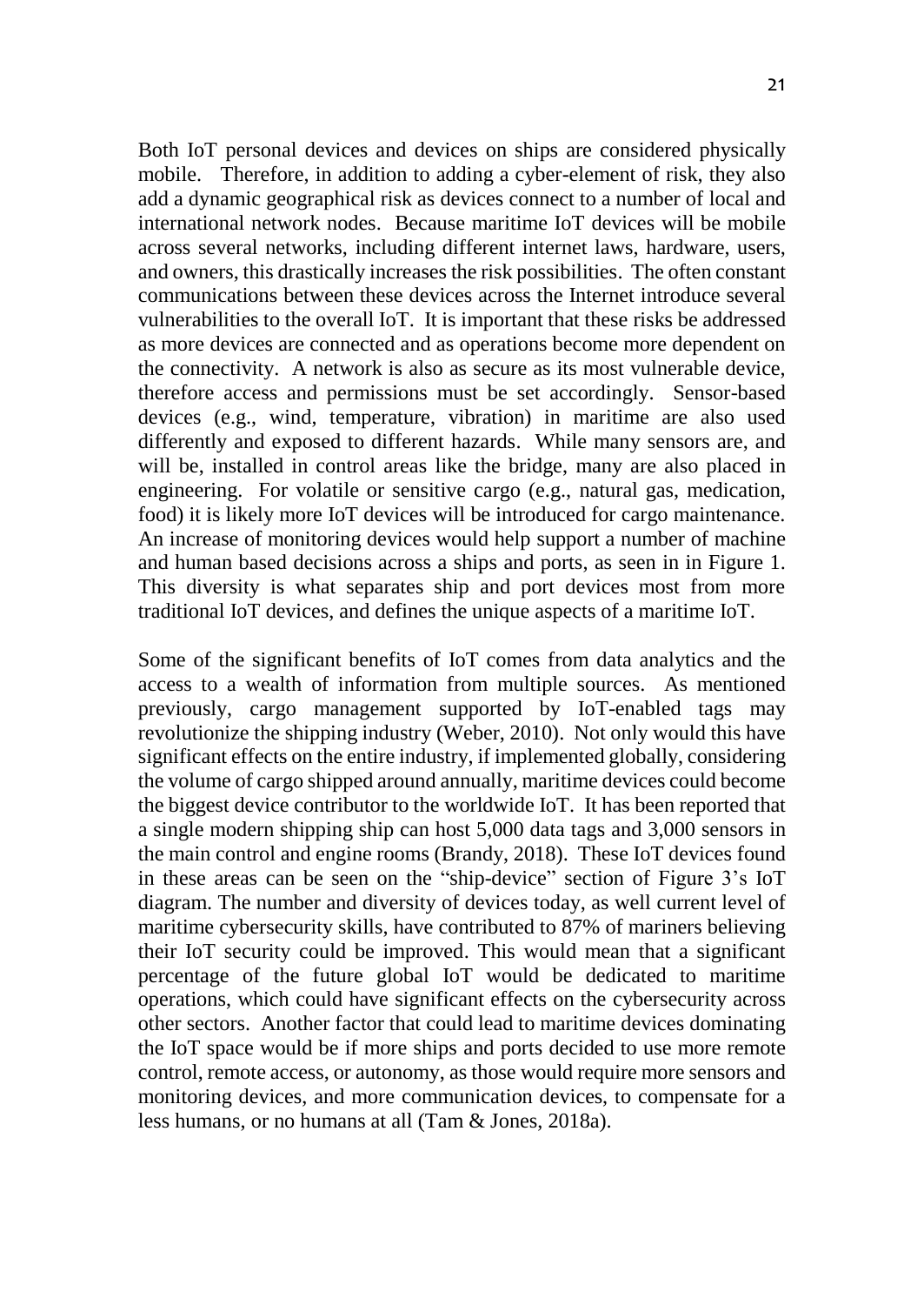Both IoT personal devices and devices on ships are considered physically mobile. Therefore, in addition to adding a cyber-element of risk, they also add a dynamic geographical risk as devices connect to a number of local and international network nodes. Because maritime IoT devices will be mobile across several networks, including different internet laws, hardware, users, and owners, this drastically increases the risk possibilities. The often constant communications between these devices across the Internet introduce several vulnerabilities to the overall IoT. It is important that these risks be addressed as more devices are connected and as operations become more dependent on the connectivity. A network is also as secure as its most vulnerable device, therefore access and permissions must be set accordingly. Sensor-based devices (e.g., wind, temperature, vibration) in maritime are also used differently and exposed to different hazards. While many sensors are, and will be, installed in control areas like the bridge, many are also placed in engineering. For volatile or sensitive cargo (e.g., natural gas, medication, food) it is likely more IoT devices will be introduced for cargo maintenance. An increase of monitoring devices would help support a number of machine and human based decisions across a ships and ports, as seen in in Figure 1. This diversity is what separates ship and port devices most from more traditional IoT devices, and defines the unique aspects of a maritime IoT.

Some of the significant benefits of IoT comes from data analytics and the access to a wealth of information from multiple sources. As mentioned previously, cargo management supported by IoT-enabled tags may revolutionize the shipping industry (Weber, 2010). Not only would this have significant effects on the entire industry, if implemented globally, considering the volume of cargo shipped around annually, maritime devices could become the biggest device contributor to the worldwide IoT. It has been reported that a single modern shipping ship can host 5,000 data tags and 3,000 sensors in the main control and engine rooms (Brandy, 2018). These IoT devices found in these areas can be seen on the "ship-device" section of Figure 3's IoT diagram. The number and diversity of devices today, as well current level of maritime cybersecurity skills, have contributed to 87% of mariners believing their IoT security could be improved. This would mean that a significant percentage of the future global IoT would be dedicated to maritime operations, which could have significant effects on the cybersecurity across other sectors. Another factor that could lead to maritime devices dominating the IoT space would be if more ships and ports decided to use more remote control, remote access, or autonomy, as those would require more sensors and monitoring devices, and more communication devices, to compensate for a less humans, or no humans at all (Tam & Jones, 2018a).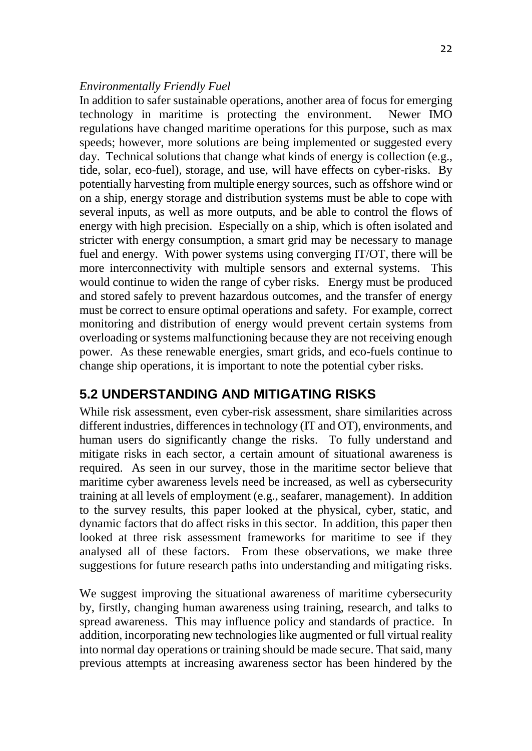*Environmentally Friendly Fuel*

In addition to safer sustainable operations, another area of focus for emerging technology in maritime is protecting the environment. Newer IMO regulations have changed maritime operations for this purpose, such as max speeds; however, more solutions are being implemented or suggested every day. Technical solutions that change what kinds of energy is collection (e.g., tide, solar, eco-fuel), storage, and use, will have effects on cyber-risks. By potentially harvesting from multiple energy sources, such as offshore wind or on a ship, energy storage and distribution systems must be able to cope with several inputs, as well as more outputs, and be able to control the flows of energy with high precision. Especially on a ship, which is often isolated and stricter with energy consumption, a smart grid may be necessary to manage fuel and energy. With power systems using converging IT/OT, there will be more interconnectivity with multiple sensors and external systems. This would continue to widen the range of cyber risks. Energy must be produced and stored safely to prevent hazardous outcomes, and the transfer of energy must be correct to ensure optimal operations and safety. For example, correct monitoring and distribution of energy would prevent certain systems from overloading or systems malfunctioning because they are not receiving enough power. As these renewable energies, smart grids, and eco-fuels continue to change ship operations, it is important to note the potential cyber risks.

## 5.2 UNDERSTANDING AND MITIGATING RISKS

While risk assessment, even cyber-risk assessment, share similarities across different industries, differences in technology (IT and OT), environments, and human users do significantly change the risks. To fully understand and mitigate risks in each sector, a certain amount of situational awareness is required. As seen in our survey, those in the maritime sector believe that maritime cyber awareness levels need be increased, as well as cybersecurity training at all levels of employment (e.g., seafarer, management). In addition to the survey results, this paper looked at the physical, cyber, static, and dynamic factors that do affect risks in this sector. In addition, this paper then looked at three risk assessment frameworks for maritime to see if they analysed all of these factors. From these observations, we make three suggestions for future research paths into understanding and mitigating risks.

We suggest improving the situational awareness of maritime cybersecurity by, firstly, changing human awareness using training, research, and talks to spread awareness. This may influence policy and standards of practice. In addition, incorporating new technologies like augmented or full virtual reality into normal day operations or training should be made secure. That said, many previous attempts at increasing awareness sector has been hindered by the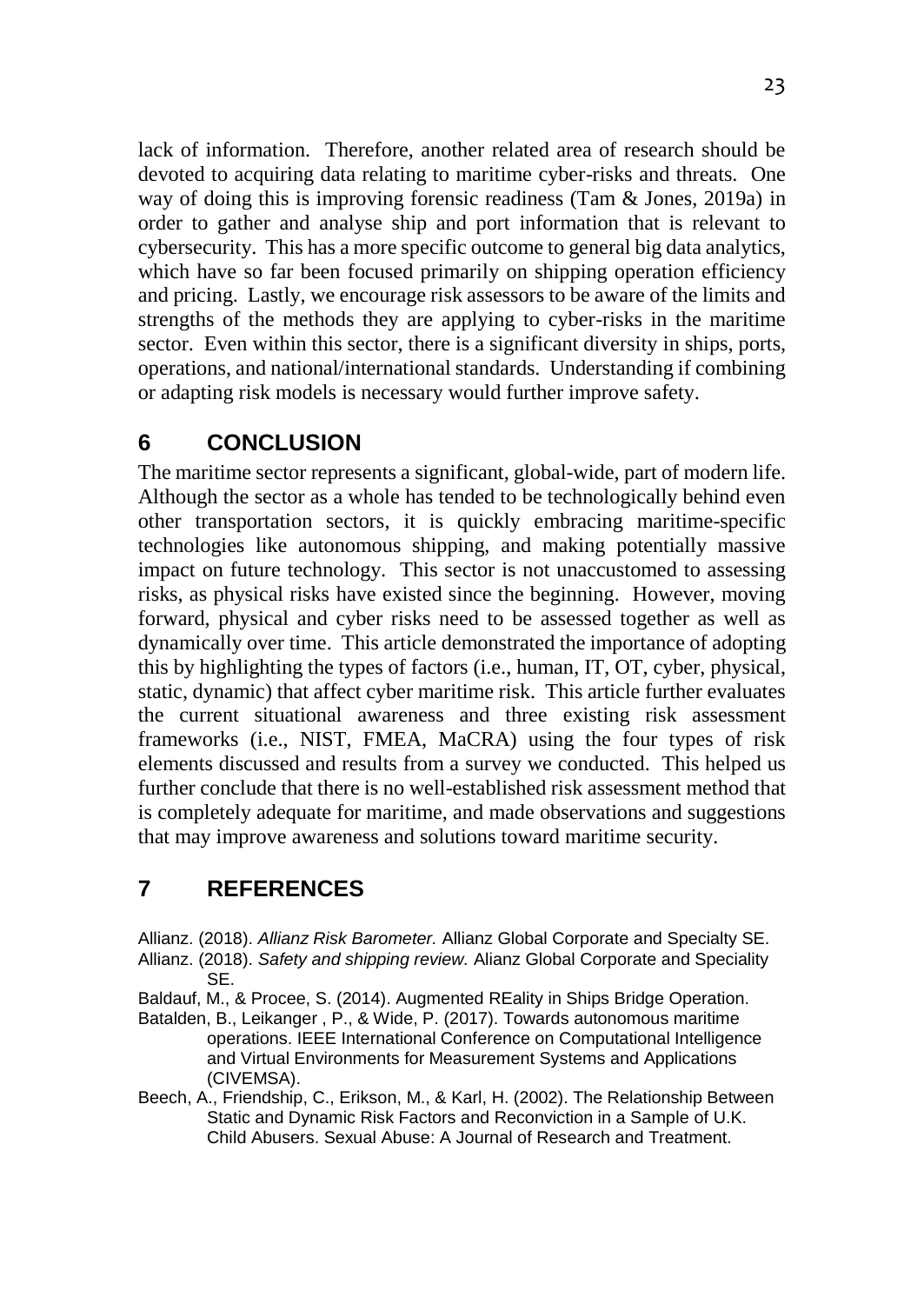lack of information. Therefore, another related area of research should be devoted to acquiring data relating to maritime cyber-risks and threats. One way of doing this is improving forensic readiness (Tam & Jones, 2019a) in order to gather and analyse ship and port information that is relevant to cybersecurity. This has a more specific outcome to general big data analytics, which have so far been focused primarily on shipping operation efficiency and pricing. Lastly, we encourage risk assessors to be aware of the limits and strengths of the methods they are applying to cyber-risks in the maritime sector. Even within this sector, there is a significant diversity in ships, ports, operations, and national/international standards. Understanding if combining or adapting risk models is necessary would further improve safety.

# 6 CONCLUSION

The maritime sector represents a significant, global-wide, part of modern life. Although the sector as a whole has tended to be technologically behind even other transportation sectors, it is quickly embracing maritime-specific technologies like autonomous shipping, and making potentially massive impact on future technology. This sector is not unaccustomed to assessing risks, as physical risks have existed since the beginning. However, moving forward, physical and cyber risks need to be assessed together as well as dynamically over time. This article demonstrated the importance of adopting this by highlighting the types of factors (i.e., human, IT, OT, cyber, physical, static, dynamic) that affect cyber maritime risk. This article further evaluates the current situational awareness and three existing risk assessment frameworks (i.e., NIST, FMEA, MaCRA) using the four types of risk elements discussed and results from a survey we conducted. This helped us further conclude that there is no well-established risk assessment method that is completely adequate for maritime, and made observations and suggestions that may improve awareness and solutions toward maritime security.

# 7 REFERENCES

Allianz. (2018). *Allianz Risk Barometer.* Allianz Global Corporate and Specialty SE.

Allianz. (2018). *Safety and shipping review.* Alianz Global Corporate and Speciality SE.

Baldauf, M., & Procee, S. (2014). Augmented REality in Ships Bridge Operation.

Batalden, B., Leikanger , P., & Wide, P. (2017). Towards autonomous maritime operations. IEEE International Conference on Computational Intelligence and Virtual Environments for Measurement Systems and Applications (CIVEMSA).

Beech, A., Friendship, C., Erikson, M., & Karl, H. (2002). The Relationship Between Static and Dynamic Risk Factors and Reconviction in a Sample of U.K. Child Abusers. Sexual Abuse: A Journal of Research and Treatment.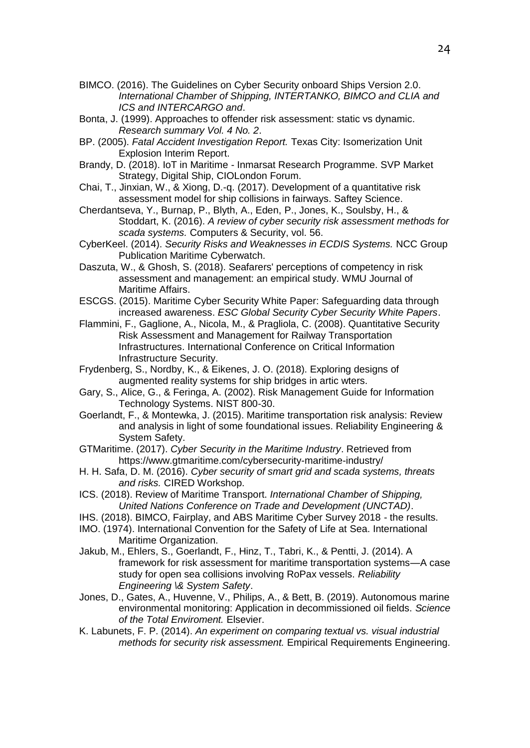BIMCO. (2016). The Guidelines on Cyber Security onboard Ships Version 2.0. *International Chamber of Shipping, INTERTANKO, BIMCO and CLIA and ICS and INTERCARGO and*.

Bonta, J. (1999). Approaches to offender risk assessment: static vs dynamic. *Research summary Vol. 4 No. 2*.

BP. (2005). *Fatal Accident Investigation Report.* Texas City: Isomerization Unit Explosion Interim Report.

Brandy, D. (2018). IoT in Maritime - Inmarsat Research Programme. SVP Market Strategy, Digital Ship, CIOLondon Forum.

Chai, T., Jinxian, W., & Xiong, D.-q. (2017). Development of a quantitative risk assessment model for ship collisions in fairways. Saftey Science.

Cherdantseva, Y., Burnap, P., Blyth, A., Eden, P., Jones, K., Soulsby, H., & Stoddart, K. (2016). *A review of cyber security risk assessment methods for scada systems.* Computers & Security, vol. 56.

CyberKeel. (2014). *Security Risks and Weaknesses in ECDIS Systems.* NCC Group Publication Maritime Cyberwatch.

Daszuta, W., & Ghosh, S. (2018). Seafarers' perceptions of competency in risk assessment and management: an empirical study. WMU Journal of Maritime Affairs.

ESCGS. (2015). Maritime Cyber Security White Paper: Safeguarding data through increased awareness. *ESC Global Security Cyber Security White Papers*.

Flammini, F., Gaglione, A., Nicola, M., & Pragliola, C. (2008). Quantitative Security Risk Assessment and Management for Railway Transportation Infrastructures. International Conference on Critical Information Infrastructure Security.

Frydenberg, S., Nordby, K., & Eikenes, J. O. (2018). Exploring designs of augmented reality systems for ship bridges in artic wters.

Gary, S., Alice, G., & Feringa, A. (2002). Risk Management Guide for Information Technology Systems. NIST 800-30.

Goerlandt, F., & Montewka, J. (2015). Maritime transportation risk analysis: Review and analysis in light of some foundational issues. Reliability Engineering & System Safety.

GTMaritime. (2017). *Cyber Security in the Maritime Industry*. Retrieved from https://www.gtmaritime.com/cybersecurity-maritime-industry/

H. H. Safa, D. M. (2016). *Cyber security of smart grid and scada systems, threats and risks.* CIRED Workshop.

ICS. (2018). Review of Maritime Transport. *International Chamber of Shipping, United Nations Conference on Trade and Development (UNCTAD)*.

IHS. (2018). BIMCO, Fairplay, and ABS Maritime Cyber Survey 2018 - the results.

IMO. (1974). International Convention for the Safety of Life at Sea. International Maritime Organization.

Jakub, M., Ehlers, S., Goerlandt, F., Hinz, T., Tabri, K., & Pentti, J. (2014). A framework for risk assessment for maritime transportation systems—A case study for open sea collisions involving RoPax vessels. *Reliability Engineering \& System Safety*.

Jones, D., Gates, A., Huvenne, V., Philips, A., & Bett, B. (2019). Autonomous marine environmental monitoring: Application in decommissioned oil fields. *Science of the Total Enviroment.* Elsevier.

K. Labunets, F. P. (2014). *An experiment on comparing textual vs. visual industrial methods for security risk assessment.* Empirical Requirements Engineering.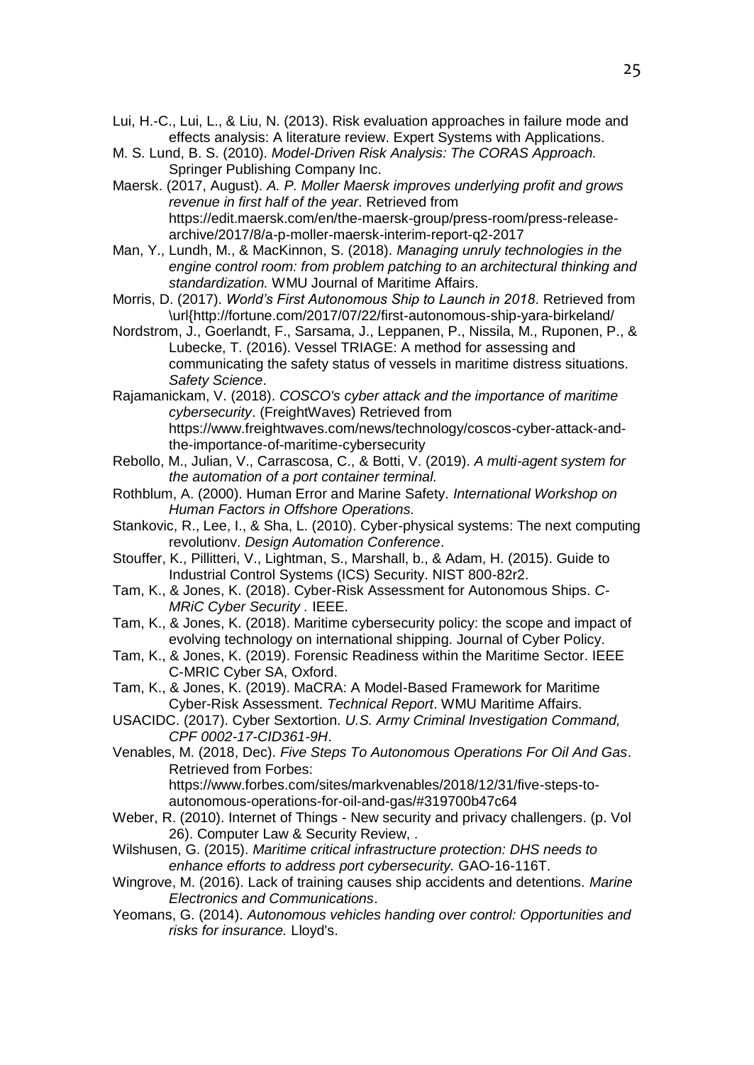Lui, H.-C., Lui, L., & Liu, N. (2013). Risk evaluation approaches in failure mode and effects analysis: A literature review. Expert Systems with Applications.

M. S. Lund, B. S. (2010). *Model-Driven Risk Analysis: The CORAS Approach.* Springer Publishing Company Inc.

Maersk. (2017, August). *A. P. Moller Maersk improves underlying profit and grows revenue in first half of the year*. Retrieved from https://edit.maersk.com/en/the-maersk-group/press-room/press-release-archive/2017/8/a-p-moller-maersk-interim-report-q2-2017

Man, Y., Lundh, M., & MacKinnon, S. (2018). *Managing unruly technologies in the engine control room: from problem patching to an architectural thinking and standardization.* WMU Journal of Maritime Affairs.

Morris, D. (2017). *World's First Autonomous Ship to Launch in 2018*. Retrieved from \url{http://fortune.com/2017/07/22/first-autonomous-ship-yara-birkeland/

Nordstrom, J., Goerlandt, F., Sarsama, J., Leppanen, P., Nissila, M., Ruponen, P., & Lubecke, T. (2016). Vessel TRIAGE: A method for assessing and communicating the safety status of vessels in maritime distress situations. *Safety Science*.

Rajamanickam, V. (2018). *COSCO's cyber attack and the importance of maritime cybersecurity*. (FreightWaves) Retrieved from https://www.freightwaves.com/news/technology/coscos-cyber-attack-and-the-importance-of-maritime-cybersecurity

Rebollo, M., Julian, V., Carrascosa, C., & Botti, V. (2019). *A multi-agent system for the automation of a port container terminal.*

Rothblum, A. (2000). Human Error and Marine Safety. *International Workshop on Human Factors in Offshore Operations.*

Stankovic, R., Lee, I., & Sha, L. (2010). Cyber-physical systems: The next computing revolutionv. *Design Automation Conference*.

Stouffer, K., Pillitteri, V., Lightman, S., Marshall, b., & Adam, H. (2015). Guide to Industrial Control Systems (ICS) Security. NIST 800-82r2.

Tam, K., & Jones, K. (2018). Cyber-Risk Assessment for Autonomous Ships. *C-MRiC Cyber Security .* IEEE.

Tam, K., & Jones, K. (2018). Maritime cybersecurity policy: the scope and impact of evolving technology on international shipping. Journal of Cyber Policy.

Tam, K., & Jones, K. (2019). Forensic Readiness within the Maritime Sector. IEEE C-MRIC Cyber SA, Oxford.

Tam, K., & Jones, K. (2019). MaCRA: A Model-Based Framework for Maritime Cyber-Risk Assessment. *Technical Report*. WMU Maritime Affairs.

USACIDC. (2017). Cyber Sextortion. *U.S. Army Criminal Investigation Command, CPF 0002-17-CID361-9H*.

Venables, M. (2018, Dec). *Five Steps To Autonomous Operations For Oil And Gas*. Retrieved from Forbes: https://www.forbes.com/sites/markvenables/2018/12/31/five-steps-to-autonomous-operations-for-oil-and-gas/#319700b47c64

Weber, R. (2010). Internet of Things - New security and privacy challengers. (p. Vol 26). Computer Law & Security Review, .

Wilshusen, G. (2015). *Maritime critical infrastructure protection: DHS needs to enhance efforts to address port cybersecurity.* GAO-16-116T.

Wingrove, M. (2016). Lack of training causes ship accidents and detentions. *Marine Electronics and Communications*.

Yeomans, G. (2014). *Autonomous vehicles handing over control: Opportunities and risks for insurance.* Lloyd's.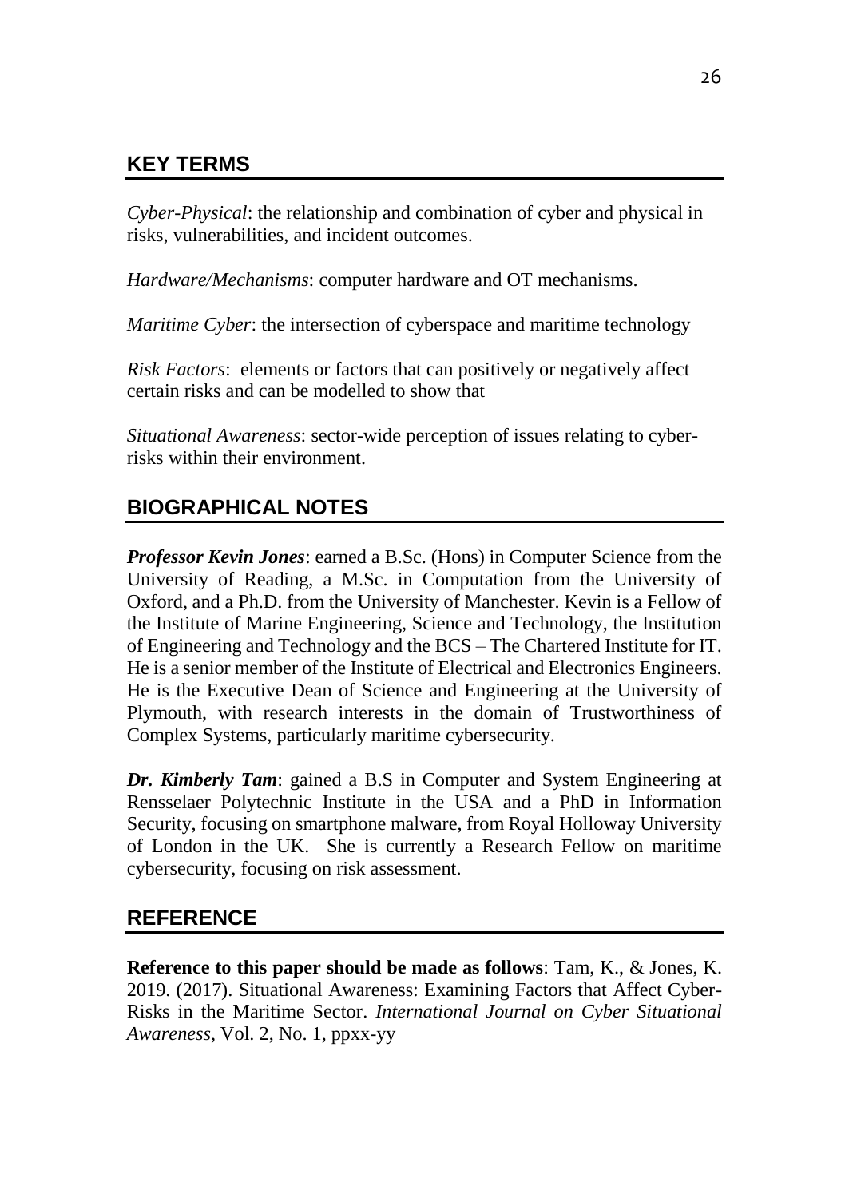## KEY TERMS

*Cyber-Physical*: the relationship and combination of cyber and physical in risks, vulnerabilities, and incident outcomes.

*Hardware/Mechanisms*: computer hardware and OT mechanisms.

*Maritime Cyber*: the intersection of cyberspace and maritime technology

*Risk Factors*: elements or factors that can positively or negatively affect certain risks and can be modelled to show that

*Situational Awareness*: sector-wide perception of issues relating to cyber-risks within their environment.

## BIOGRAPHICAL NOTES

***Professor Kevin Jones***: earned a B.Sc. (Hons) in Computer Science from the University of Reading, a M.Sc. in Computation from the University of Oxford, and a Ph.D. from the University of Manchester. Kevin is a Fellow of the Institute of Marine Engineering, Science and Technology, the Institution of Engineering and Technology and the BCS – The Chartered Institute for IT. He is a senior member of the Institute of Electrical and Electronics Engineers. He is the Executive Dean of Science and Engineering at the University of Plymouth, with research interests in the domain of Trustworthiness of Complex Systems, particularly maritime cybersecurity.

***Dr. Kimberly Tam***: gained a B.S in Computer and System Engineering at Rensselaer Polytechnic Institute in the USA and a PhD in Information Security, focusing on smartphone malware, from Royal Holloway University of London in the UK. She is currently a Research Fellow on maritime cybersecurity, focusing on risk assessment.

## REFERENCE

**Reference to this paper should be made as follows**: Tam, K., & Jones, K. 2019. (2017). Situational Awareness: Examining Factors that Affect Cyber-Risks in the Maritime Sector. *International Journal on Cyber Situational Awareness*, Vol. 2, No. 1, ppxx-yy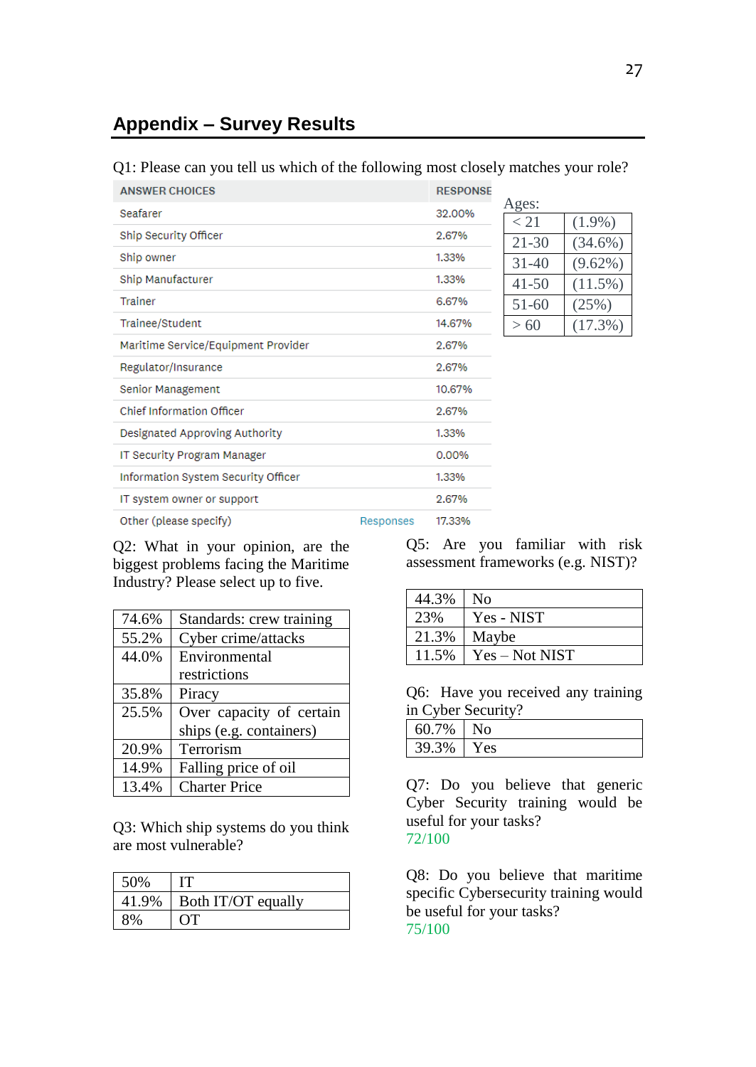## Appendix – Survey Results

Q1: Please can you tell us which of the following most closely matches your role?

| ANSWER CHOICES | | RESPONSE |
|---|---|---|
| Seafarer | | 32.00% |
| Ship Security Officer | | 2.67% |
| Ship owner | | 1.33% |
| Ship Manufacturer | | 1.33% |
| Trainer | | 6.67% |
| Trainee/Student | | 14.67% |
| Maritime Service/Equipment Provider | | 2.67% |
| Regulator/Insurance | | 2.67% |
| Senior Management | | 10.67% |
| Chief Information Officer | | 2.67% |
| Designated Approving Authority | | 1.33% |
| IT Security Program Manager | | 0.00% |
| Information System Security Officer | | 1.33% |
| IT system owner or support | | 2.67% |
| Other (please specify) | Responses | 17.33% |

Ages:

| Age | % |
|---|---|
| < 21 | (1.9%) |
| 21-30 | (34.6%) |
| 31-40 | (9.62%) |
| 41-50 | (11.5%) |
| 51-60 | (25%) |
| > 60 | (17.3%) |

Q2: What in your opinion, are the biggest problems facing the Maritime Industry? Please select up to five.

| % | Problem |
|---|---|
| 74.6% | Standards: crew training |
| 55.2% | Cyber crime/attacks |
| 44.0% | Environmental restrictions |
| 35.8% | Piracy |
| 25.5% | Over capacity of certain ships (e.g. containers) |
| 20.9% | Terrorism |
| 14.9% | Falling price of oil |
| 13.4% | Charter Price |

Q3: Which ship systems do you think are most vulnerable?

| % | System |
|---|---|
| 50% | IT |
| 41.9% | Both IT/OT equally |
| 8% | OT |

Q5: Are you familiar with risk assessment frameworks (e.g. NIST)?

| % | Answer |
|---|---|
| 44.3% | No |
| 23% | Yes - NIST |
| 21.3% | Maybe |
| 11.5% | Yes – Not NIST |

Q6: Have you received any training in Cyber Security?

| % | Answer |
|---|---|
| 60.7% | No |
| 39.3% | Yes |

Q7: Do you believe that generic Cyber Security training would be useful for your tasks?
72/100

Q8: Do you believe that maritime specific Cybersecurity training would be useful for your tasks?
75/100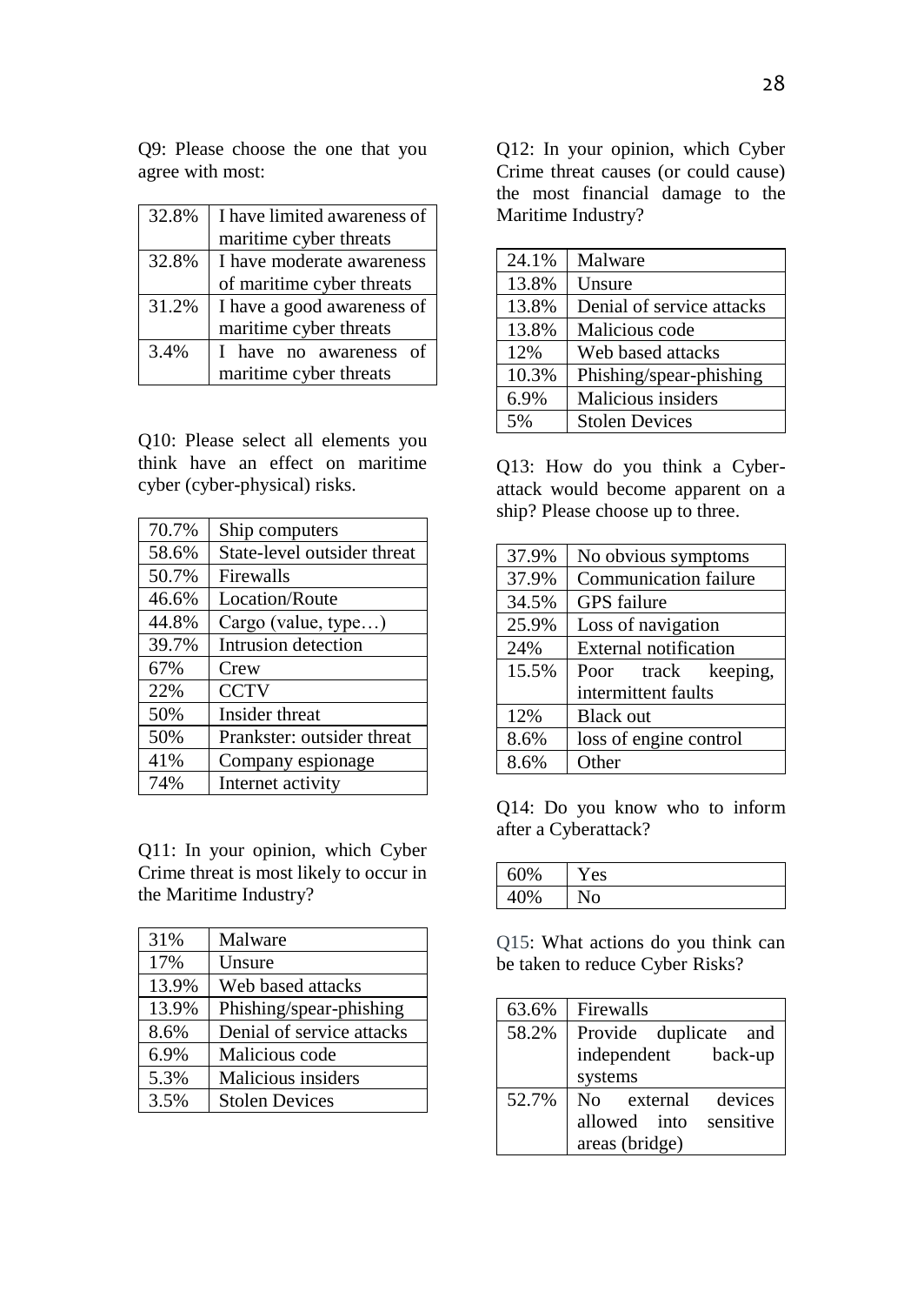Q9: Please choose the one that you agree with most:

| | |
|---|---|
| 32.8% | I have limited awareness of maritime cyber threats |
| 32.8% | I have moderate awareness of maritime cyber threats |
| 31.2% | I have a good awareness of maritime cyber threats |
| 3.4% | I have no awareness of maritime cyber threats |

Q10: Please select all elements you think have an effect on maritime cyber (cyber-physical) risks.

| | |
|---|---|
| 70.7% | Ship computers |
| 58.6% | State-level outsider threat |
| 50.7% | Firewalls |
| 46.6% | Location/Route |
| 44.8% | Cargo (value, type…) |
| 39.7% | Intrusion detection |
| 67% | Crew |
| 22% | CCTV |
| 50% | Insider threat |
| 50% | Prankster: outsider threat |
| 41% | Company espionage |
| 74% | Internet activity |

Q11: In your opinion, which Cyber Crime threat is most likely to occur in the Maritime Industry?

| | |
|---|---|
| 31% | Malware |
| 17% | Unsure |
| 13.9% | Web based attacks |
| 13.9% | Phishing/spear-phishing |
| 8.6% | Denial of service attacks |
| 6.9% | Malicious code |
| 5.3% | Malicious insiders |
| 3.5% | Stolen Devices |

Q12: In your opinion, which Cyber Crime threat causes (or could cause) the most financial damage to the Maritime Industry?

| | |
|---|---|
| 24.1% | Malware |
| 13.8% | Unsure |
| 13.8% | Denial of service attacks |
| 13.8% | Malicious code |
| 12% | Web based attacks |
| 10.3% | Phishing/spear-phishing |
| 6.9% | Malicious insiders |
| 5% | Stolen Devices |

Q13: How do you think a Cyber-attack would become apparent on a ship? Please choose up to three.

| | |
|---|---|
| 37.9% | No obvious symptoms |
| 37.9% | Communication failure |
| 34.5% | GPS failure |
| 25.9% | Loss of navigation |
| 24% | External notification |
| 15.5% | Poor track keeping, intermittent faults |
| 12% | Black out |
| 8.6% | loss of engine control |
| 8.6% | Other |

Q14: Do you know who to inform after a Cyberattack?

| | |
|---|---|
| 60% | Yes |
| 40% | No |

Q15: What actions do you think can be taken to reduce Cyber Risks?

| | |
|---|---|
| 63.6% | Firewalls |
| 58.2% | Provide duplicate and independent back-up systems |
| 52.7% | No external devices allowed into sensitive areas (bridge) |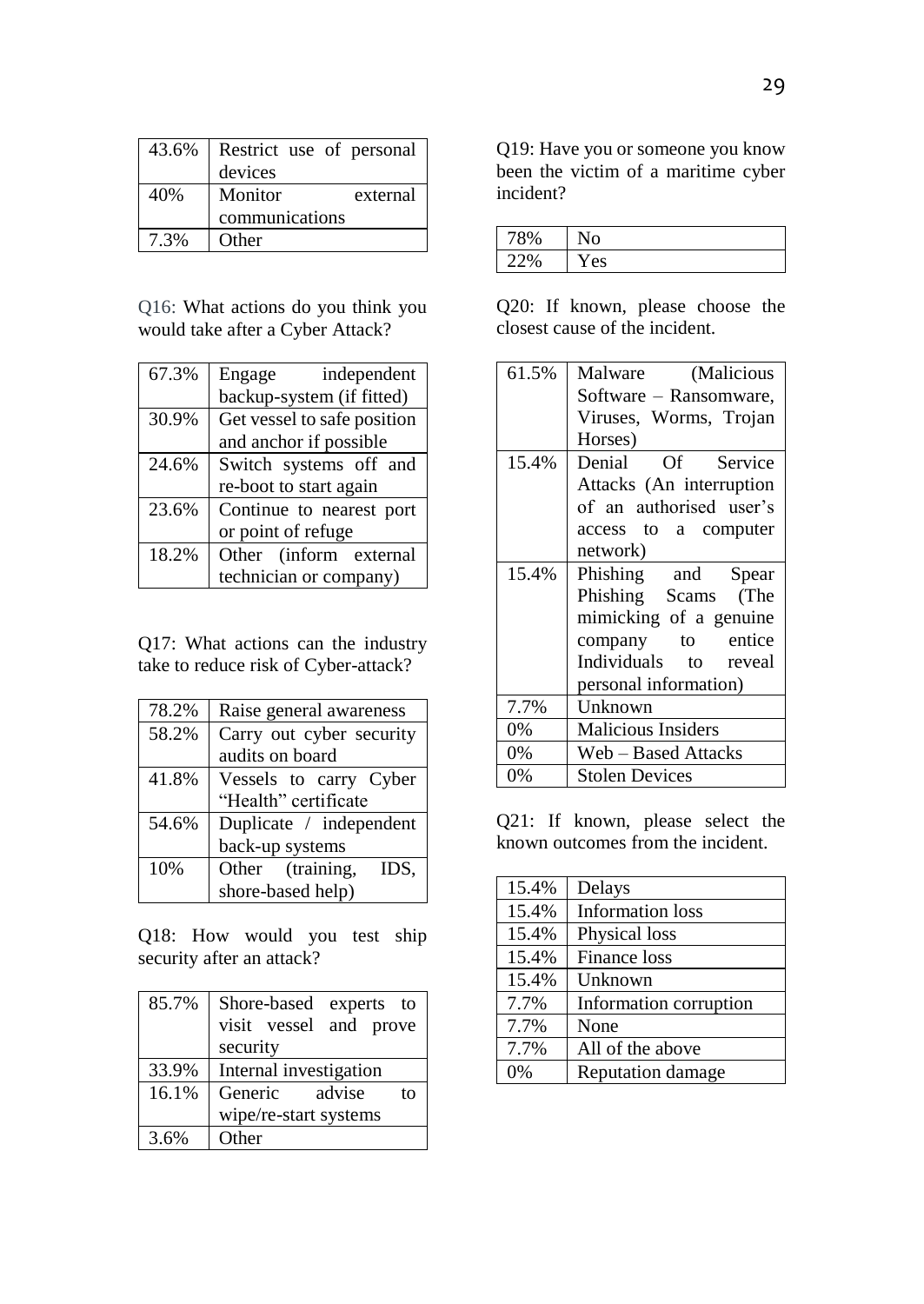| | |
|---|---|
| 43.6% | Restrict use of personal devices |
| 40% | Monitor external communications |
| 7.3% | Other |

Q16: What actions do you think you would take after a Cyber Attack?

| | |
|---|---|
| 67.3% | Engage independent backup-system (if fitted) |
| 30.9% | Get vessel to safe position and anchor if possible |
| 24.6% | Switch systems off and re-boot to start again |
| 23.6% | Continue to nearest port or point of refuge |
| 18.2% | Other (inform external technician or company) |

Q17: What actions can the industry take to reduce risk of Cyber-attack?

| | |
|---|---|
| 78.2% | Raise general awareness |
| 58.2% | Carry out cyber security audits on board |
| 41.8% | Vessels to carry Cyber "Health" certificate |
| 54.6% | Duplicate / independent back-up systems |
| 10% | Other (training, IDS, shore-based help) |

Q18: How would you test ship security after an attack?

| | |
|---|---|
| 85.7% | Shore-based experts to visit vessel and prove security |
| 33.9% | Internal investigation |
| 16.1% | Generic advise to wipe/re-start systems |
| 3.6% | Other |

Q19: Have you or someone you know been the victim of a maritime cyber incident?

| | |
|---|---|
| 78% | No |
| 22% | Yes |

Q20: If known, please choose the closest cause of the incident.

| | |
|---|---|
| 61.5% | Malware (Malicious Software – Ransomware, Viruses, Worms, Trojan Horses) |
| 15.4% | Denial Of Service Attacks (An interruption of an authorised user's access to a computer network) |
| 15.4% | Phishing and Spear Phishing Scams (The mimicking of a genuine company to entice Individuals to reveal personal information) |
| 7.7% | Unknown |
| 0% | Malicious Insiders |
| 0% | Web – Based Attacks |
| 0% | Stolen Devices |

Q21: If known, please select the known outcomes from the incident.

| | |
|---|---|
| 15.4% | Delays |
| 15.4% | Information loss |
| 15.4% | Physical loss |
| 15.4% | Finance loss |
| 15.4% | Unknown |
| 7.7% | Information corruption |
| 7.7% | None |
| 7.7% | All of the above |
| 0% | Reputation damage |